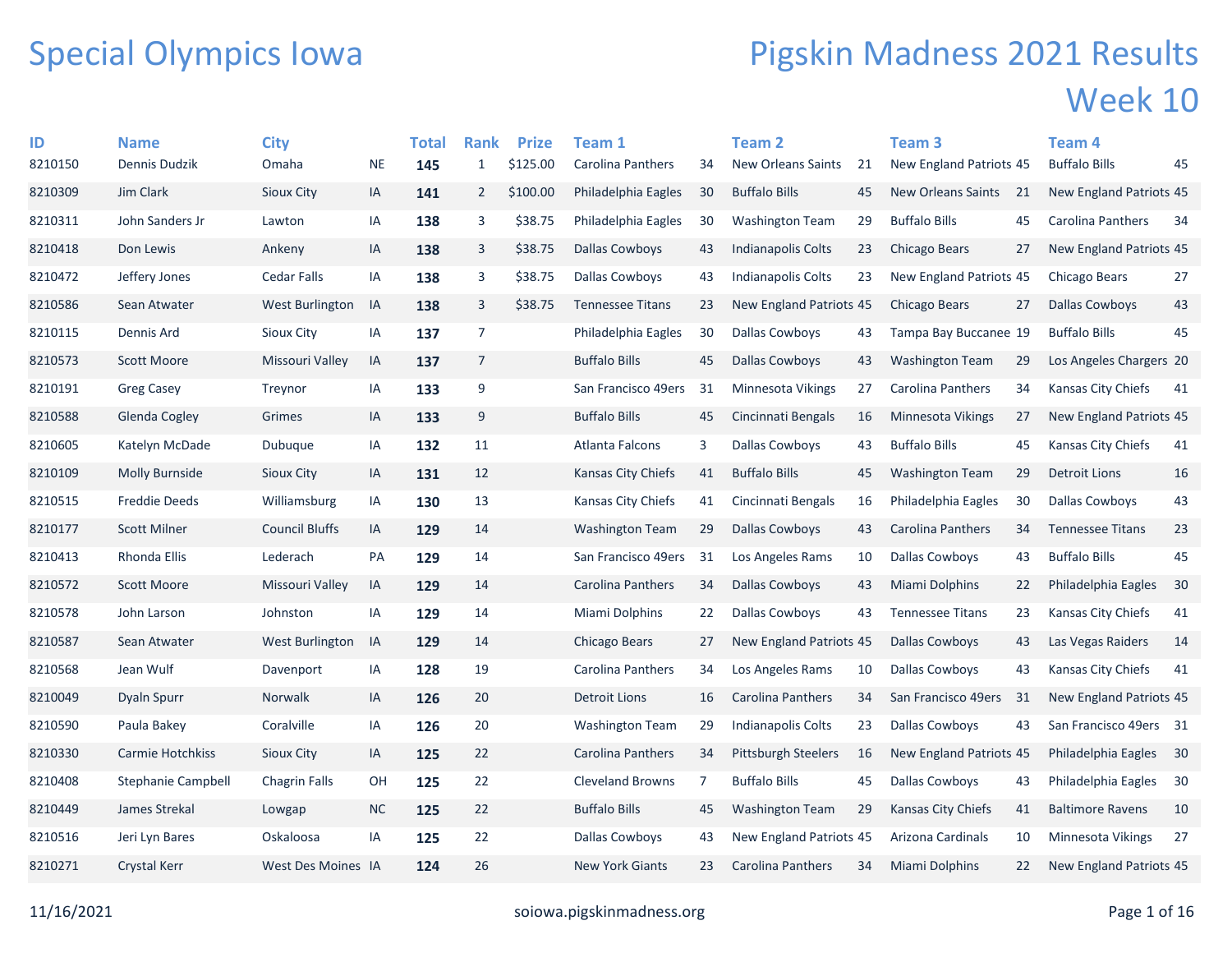# Special Olympics Iowa

# Pigskin Madness 2021 Results Week 10

| ID | Name | City | | Total | Rank | Prize | Team 1 | | Team 2 | | Team 3 | | Team 4 | |
|---|---|---|---|---|---|---|---|---|---|---|---|---|---|---|
| 8210150 | Dennis Dudzik | Omaha | NE | **145** | 1 | $125.00 | Carolina Panthers | 34 | New Orleans Saints | 21 | New England Patriots | 45 | Buffalo Bills | 45 |
| 8210309 | Jim Clark | Sioux City | IA | **141** | 2 | $100.00 | Philadelphia Eagles | 30 | Buffalo Bills | 45 | New Orleans Saints | 21 | New England Patriots | 45 |
| 8210311 | John Sanders Jr | Lawton | IA | **138** | 3 | $38.75 | Philadelphia Eagles | 30 | Washington Team | 29 | Buffalo Bills | 45 | Carolina Panthers | 34 |
| 8210418 | Don Lewis | Ankeny | IA | **138** | 3 | $38.75 | Dallas Cowboys | 43 | Indianapolis Colts | 23 | Chicago Bears | 27 | New England Patriots | 45 |
| 8210472 | Jeffery Jones | Cedar Falls | IA | **138** | 3 | $38.75 | Dallas Cowboys | 43 | Indianapolis Colts | 23 | New England Patriots | 45 | Chicago Bears | 27 |
| 8210586 | Sean Atwater | West Burlington | IA | **138** | 3 | $38.75 | Tennessee Titans | 23 | New England Patriots | 45 | Chicago Bears | 27 | Dallas Cowboys | 43 |
| 8210115 | Dennis Ard | Sioux City | IA | **137** | 7 | | Philadelphia Eagles | 30 | Dallas Cowboys | 43 | Tampa Bay Buccanee | 19 | Buffalo Bills | 45 |
| 8210573 | Scott Moore | Missouri Valley | IA | **137** | 7 | | Buffalo Bills | 45 | Dallas Cowboys | 43 | Washington Team | 29 | Los Angeles Chargers | 20 |
| 8210191 | Greg Casey | Treynor | IA | **133** | 9 | | San Francisco 49ers | 31 | Minnesota Vikings | 27 | Carolina Panthers | 34 | Kansas City Chiefs | 41 |
| 8210588 | Glenda Cogley | Grimes | IA | **133** | 9 | | Buffalo Bills | 45 | Cincinnati Bengals | 16 | Minnesota Vikings | 27 | New England Patriots | 45 |
| 8210605 | Katelyn McDade | Dubuque | IA | **132** | 11 | | Atlanta Falcons | 3 | Dallas Cowboys | 43 | Buffalo Bills | 45 | Kansas City Chiefs | 41 |
| 8210109 | Molly Burnside | Sioux City | IA | **131** | 12 | | Kansas City Chiefs | 41 | Buffalo Bills | 45 | Washington Team | 29 | Detroit Lions | 16 |
| 8210515 | Freddie Deeds | Williamsburg | IA | **130** | 13 | | Kansas City Chiefs | 41 | Cincinnati Bengals | 16 | Philadelphia Eagles | 30 | Dallas Cowboys | 43 |
| 8210177 | Scott Milner | Council Bluffs | IA | **129** | 14 | | Washington Team | 29 | Dallas Cowboys | 43 | Carolina Panthers | 34 | Tennessee Titans | 23 |
| 8210413 | Rhonda Ellis | Lederach | PA | **129** | 14 | | San Francisco 49ers | 31 | Los Angeles Rams | 10 | Dallas Cowboys | 43 | Buffalo Bills | 45 |
| 8210572 | Scott Moore | Missouri Valley | IA | **129** | 14 | | Carolina Panthers | 34 | Dallas Cowboys | 43 | Miami Dolphins | 22 | Philadelphia Eagles | 30 |
| 8210578 | John Larson | Johnston | IA | **129** | 14 | | Miami Dolphins | 22 | Dallas Cowboys | 43 | Tennessee Titans | 23 | Kansas City Chiefs | 41 |
| 8210587 | Sean Atwater | West Burlington | IA | **129** | 14 | | Chicago Bears | 27 | New England Patriots | 45 | Dallas Cowboys | 43 | Las Vegas Raiders | 14 |
| 8210568 | Jean Wulf | Davenport | IA | **128** | 19 | | Carolina Panthers | 34 | Los Angeles Rams | 10 | Dallas Cowboys | 43 | Kansas City Chiefs | 41 |
| 8210049 | Dyaln Spurr | Norwalk | IA | **126** | 20 | | Detroit Lions | 16 | Carolina Panthers | 34 | San Francisco 49ers | 31 | New England Patriots | 45 |
| 8210590 | Paula Bakey | Coralville | IA | **126** | 20 | | Washington Team | 29 | Indianapolis Colts | 23 | Dallas Cowboys | 43 | San Francisco 49ers | 31 |
| 8210330 | Carmie Hotchkiss | Sioux City | IA | **125** | 22 | | Carolina Panthers | 34 | Pittsburgh Steelers | 16 | New England Patriots | 45 | Philadelphia Eagles | 30 |
| 8210408 | Stephanie Campbell | Chagrin Falls | OH | **125** | 22 | | Cleveland Browns | 7 | Buffalo Bills | 45 | Dallas Cowboys | 43 | Philadelphia Eagles | 30 |
| 8210449 | James Strekal | Lowgap | NC | **125** | 22 | | Buffalo Bills | 45 | Washington Team | 29 | Kansas City Chiefs | 41 | Baltimore Ravens | 10 |
| 8210516 | Jeri Lyn Bares | Oskaloosa | IA | **125** | 22 | | Dallas Cowboys | 43 | New England Patriots | 45 | Arizona Cardinals | 10 | Minnesota Vikings | 27 |
| 8210271 | Crystal Kerr | West Des Moines | IA | **124** | 26 | | New York Giants | 23 | Carolina Panthers | 34 | Miami Dolphins | 22 | New England Patriots | 45 |

11/16/2021 soiowa.pigskinmadness.org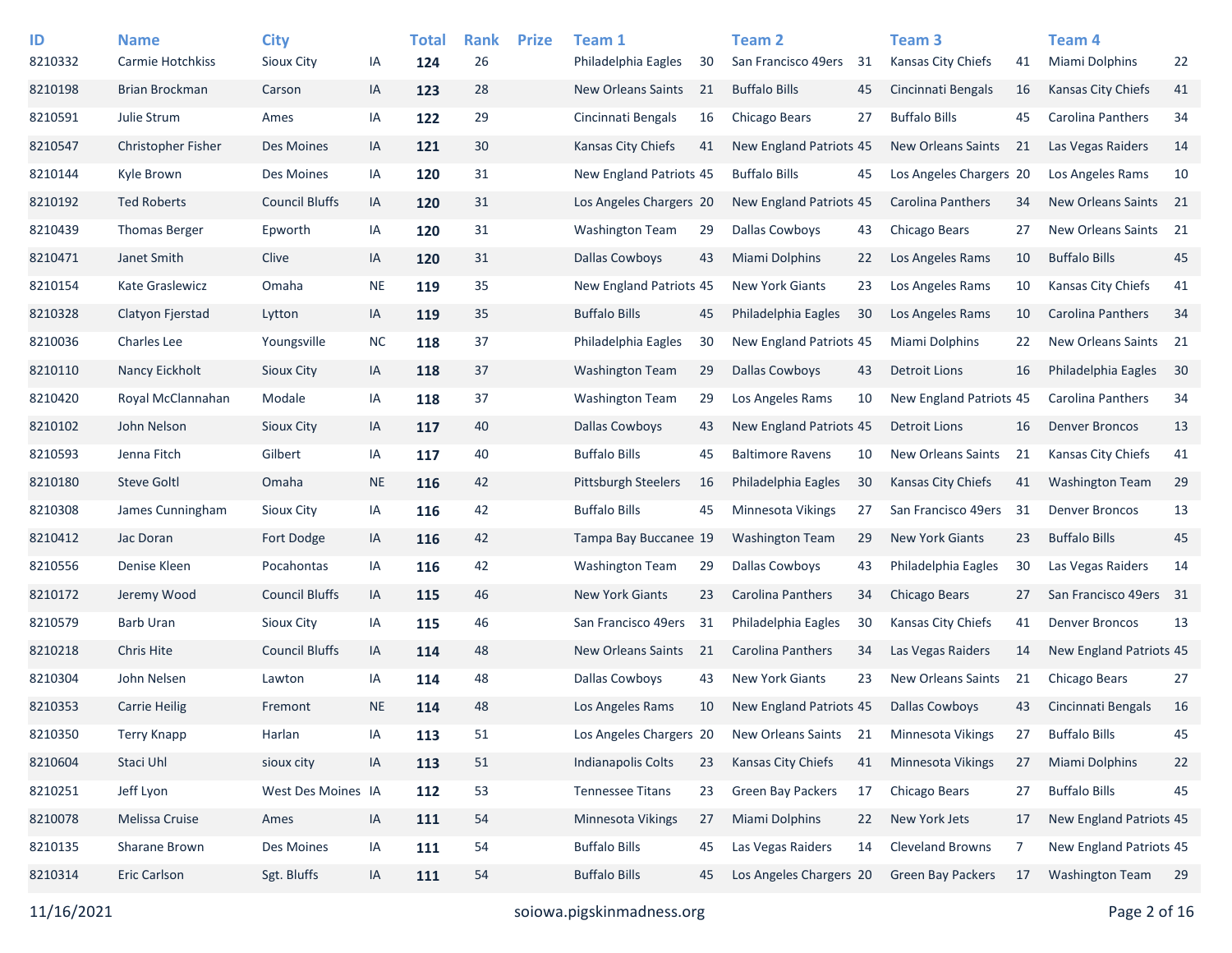| ID | Name | City | | Total | Rank | Prize | Team 1 | | Team 2 | | Team 3 | | Team 4 | |
|---|---|---|---|---|---|---|---|---|---|---|---|---|---|---|
| 8210332 | Carmie Hotchkiss | Sioux City | IA | **124** | 26 | | Philadelphia Eagles | 30 | San Francisco 49ers | 31 | Kansas City Chiefs | 41 | Miami Dolphins | 22 |
| 8210198 | Brian Brockman | Carson | IA | **123** | 28 | | New Orleans Saints | 21 | Buffalo Bills | 45 | Cincinnati Bengals | 16 | Kansas City Chiefs | 41 |
| 8210591 | Julie Strum | Ames | IA | **122** | 29 | | Cincinnati Bengals | 16 | Chicago Bears | 27 | Buffalo Bills | 45 | Carolina Panthers | 34 |
| 8210547 | Christopher Fisher | Des Moines | IA | **121** | 30 | | Kansas City Chiefs | 41 | New England Patriots | 45 | New Orleans Saints | 21 | Las Vegas Raiders | 14 |
| 8210144 | Kyle Brown | Des Moines | IA | **120** | 31 | | New England Patriots | 45 | Buffalo Bills | 45 | Los Angeles Chargers | 20 | Los Angeles Rams | 10 |
| 8210192 | Ted Roberts | Council Bluffs | IA | **120** | 31 | | Los Angeles Chargers | 20 | New England Patriots | 45 | Carolina Panthers | 34 | New Orleans Saints | 21 |
| 8210439 | Thomas Berger | Epworth | IA | **120** | 31 | | Washington Team | 29 | Dallas Cowboys | 43 | Chicago Bears | 27 | New Orleans Saints | 21 |
| 8210471 | Janet Smith | Clive | IA | **120** | 31 | | Dallas Cowboys | 43 | Miami Dolphins | 22 | Los Angeles Rams | 10 | Buffalo Bills | 45 |
| 8210154 | Kate Graslewicz | Omaha | NE | **119** | 35 | | New England Patriots | 45 | New York Giants | 23 | Los Angeles Rams | 10 | Kansas City Chiefs | 41 |
| 8210328 | Clatyon Fjerstad | Lytton | IA | **119** | 35 | | Buffalo Bills | 45 | Philadelphia Eagles | 30 | Los Angeles Rams | 10 | Carolina Panthers | 34 |
| 8210036 | Charles Lee | Youngsville | NC | **118** | 37 | | Philadelphia Eagles | 30 | New England Patriots | 45 | Miami Dolphins | 22 | New Orleans Saints | 21 |
| 8210110 | Nancy Eickholt | Sioux City | IA | **118** | 37 | | Washington Team | 29 | Dallas Cowboys | 43 | Detroit Lions | 16 | Philadelphia Eagles | 30 |
| 8210420 | Royal McClannahan | Modale | IA | **118** | 37 | | Washington Team | 29 | Los Angeles Rams | 10 | New England Patriots | 45 | Carolina Panthers | 34 |
| 8210102 | John Nelson | Sioux City | IA | **117** | 40 | | Dallas Cowboys | 43 | New England Patriots | 45 | Detroit Lions | 16 | Denver Broncos | 13 |
| 8210593 | Jenna Fitch | Gilbert | IA | **117** | 40 | | Buffalo Bills | 45 | Baltimore Ravens | 10 | New Orleans Saints | 21 | Kansas City Chiefs | 41 |
| 8210180 | Steve Goltl | Omaha | NE | **116** | 42 | | Pittsburgh Steelers | 16 | Philadelphia Eagles | 30 | Kansas City Chiefs | 41 | Washington Team | 29 |
| 8210308 | James Cunningham | Sioux City | IA | **116** | 42 | | Buffalo Bills | 45 | Minnesota Vikings | 27 | San Francisco 49ers | 31 | Denver Broncos | 13 |
| 8210412 | Jac Doran | Fort Dodge | IA | **116** | 42 | | Tampa Bay Buccanee | 19 | Washington Team | 29 | New York Giants | 23 | Buffalo Bills | 45 |
| 8210556 | Denise Kleen | Pocahontas | IA | **116** | 42 | | Washington Team | 29 | Dallas Cowboys | 43 | Philadelphia Eagles | 30 | Las Vegas Raiders | 14 |
| 8210172 | Jeremy Wood | Council Bluffs | IA | **115** | 46 | | New York Giants | 23 | Carolina Panthers | 34 | Chicago Bears | 27 | San Francisco 49ers | 31 |
| 8210579 | Barb Uran | Sioux City | IA | **115** | 46 | | San Francisco 49ers | 31 | Philadelphia Eagles | 30 | Kansas City Chiefs | 41 | Denver Broncos | 13 |
| 8210218 | Chris Hite | Council Bluffs | IA | **114** | 48 | | New Orleans Saints | 21 | Carolina Panthers | 34 | Las Vegas Raiders | 14 | New England Patriots | 45 |
| 8210304 | John Nelsen | Lawton | IA | **114** | 48 | | Dallas Cowboys | 43 | New York Giants | 23 | New Orleans Saints | 21 | Chicago Bears | 27 |
| 8210353 | Carrie Heilig | Fremont | NE | **114** | 48 | | Los Angeles Rams | 10 | New England Patriots | 45 | Dallas Cowboys | 43 | Cincinnati Bengals | 16 |
| 8210350 | Terry Knapp | Harlan | IA | **113** | 51 | | Los Angeles Chargers | 20 | New Orleans Saints | 21 | Minnesota Vikings | 27 | Buffalo Bills | 45 |
| 8210604 | Staci Uhl | sioux city | IA | **113** | 51 | | Indianapolis Colts | 23 | Kansas City Chiefs | 41 | Minnesota Vikings | 27 | Miami Dolphins | 22 |
| 8210251 | Jeff Lyon | West Des Moines | IA | **112** | 53 | | Tennessee Titans | 23 | Green Bay Packers | 17 | Chicago Bears | 27 | Buffalo Bills | 45 |
| 8210078 | Melissa Cruise | Ames | IA | **111** | 54 | | Minnesota Vikings | 27 | Miami Dolphins | 22 | New York Jets | 17 | New England Patriots | 45 |
| 8210135 | Sharane Brown | Des Moines | IA | **111** | 54 | | Buffalo Bills | 45 | Las Vegas Raiders | 14 | Cleveland Browns | 7 | New England Patriots | 45 |
| 8210314 | Eric Carlson | Sgt. Bluffs | IA | **111** | 54 | | Buffalo Bills | 45 | Los Angeles Chargers | 20 | Green Bay Packers | 17 | Washington Team | 29 |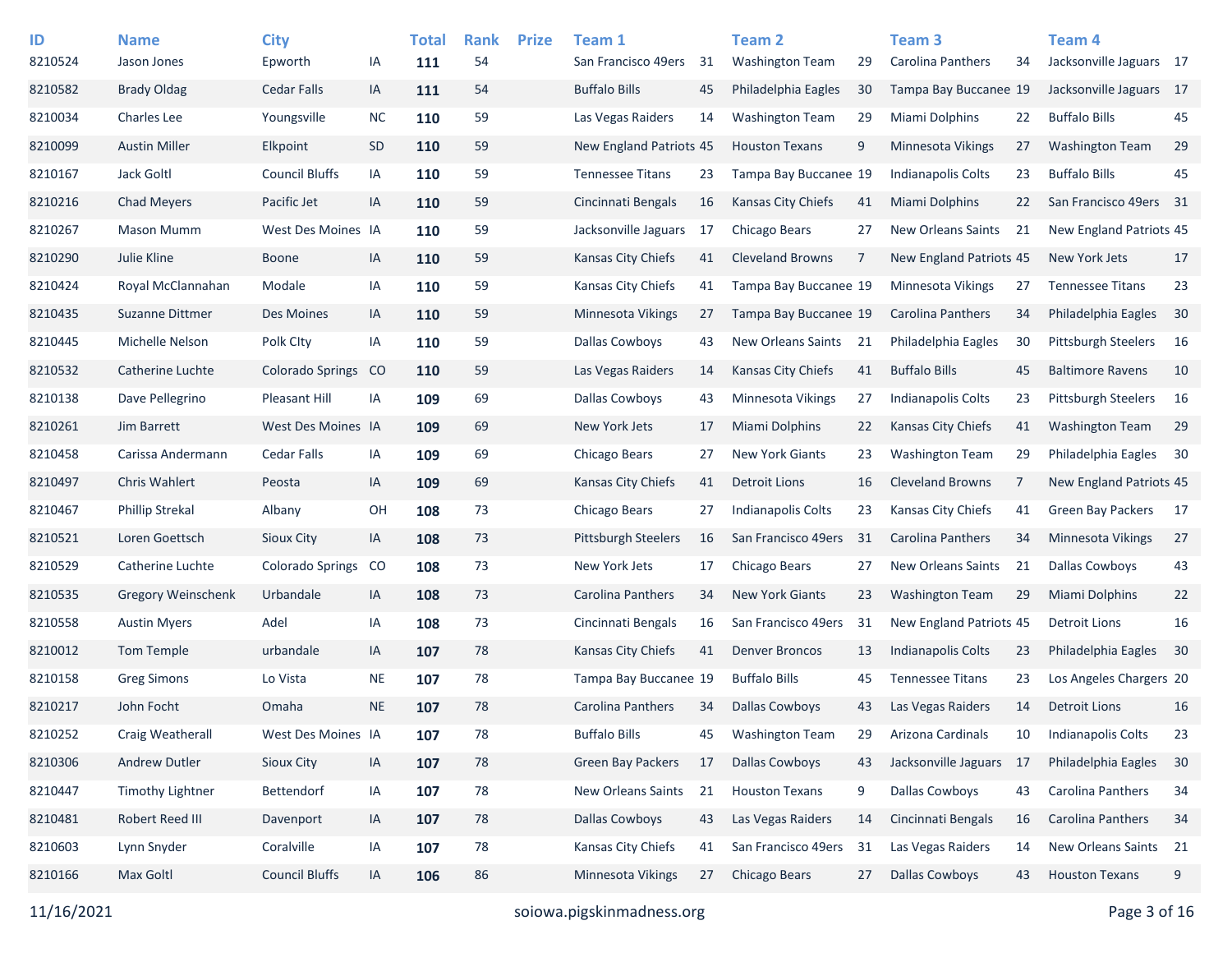| ID | Name | City | | Total | Rank | Prize | Team 1 | | Team 2 | | Team 3 | | Team 4 | |
|---|---|---|---|---|---|---|---|---|---|---|---|---|---|---|
| 8210524 | Jason Jones | Epworth | IA | **111** | 54 | | San Francisco 49ers | 31 | Washington Team | 29 | Carolina Panthers | 34 | Jacksonville Jaguars | 17 |
| 8210582 | Brady Oldag | Cedar Falls | IA | **111** | 54 | | Buffalo Bills | 45 | Philadelphia Eagles | 30 | Tampa Bay Buccanee | 19 | Jacksonville Jaguars | 17 |
| 8210034 | Charles Lee | Youngsville | NC | **110** | 59 | | Las Vegas Raiders | 14 | Washington Team | 29 | Miami Dolphins | 22 | Buffalo Bills | 45 |
| 8210099 | Austin Miller | Elkpoint | SD | **110** | 59 | | New England Patriots | 45 | Houston Texans | 9 | Minnesota Vikings | 27 | Washington Team | 29 |
| 8210167 | Jack Goltl | Council Bluffs | IA | **110** | 59 | | Tennessee Titans | 23 | Tampa Bay Buccanee | 19 | Indianapolis Colts | 23 | Buffalo Bills | 45 |
| 8210216 | Chad Meyers | Pacific Jet | IA | **110** | 59 | | Cincinnati Bengals | 16 | Kansas City Chiefs | 41 | Miami Dolphins | 22 | San Francisco 49ers | 31 |
| 8210267 | Mason Mumm | West Des Moines | IA | **110** | 59 | | Jacksonville Jaguars | 17 | Chicago Bears | 27 | New Orleans Saints | 21 | New England Patriots | 45 |
| 8210290 | Julie Kline | Boone | IA | **110** | 59 | | Kansas City Chiefs | 41 | Cleveland Browns | 7 | New England Patriots | 45 | New York Jets | 17 |
| 8210424 | Royal McClannahan | Modale | IA | **110** | 59 | | Kansas City Chiefs | 41 | Tampa Bay Buccanee | 19 | Minnesota Vikings | 27 | Tennessee Titans | 23 |
| 8210435 | Suzanne Dittmer | Des Moines | IA | **110** | 59 | | Minnesota Vikings | 27 | Tampa Bay Buccanee | 19 | Carolina Panthers | 34 | Philadelphia Eagles | 30 |
| 8210445 | Michelle Nelson | Polk CIty | IA | **110** | 59 | | Dallas Cowboys | 43 | New Orleans Saints | 21 | Philadelphia Eagles | 30 | Pittsburgh Steelers | 16 |
| 8210532 | Catherine Luchte | Colorado Springs | CO | **110** | 59 | | Las Vegas Raiders | 14 | Kansas City Chiefs | 41 | Buffalo Bills | 45 | Baltimore Ravens | 10 |
| 8210138 | Dave Pellegrino | Pleasant Hill | IA | **109** | 69 | | Dallas Cowboys | 43 | Minnesota Vikings | 27 | Indianapolis Colts | 23 | Pittsburgh Steelers | 16 |
| 8210261 | Jim Barrett | West Des Moines | IA | **109** | 69 | | New York Jets | 17 | Miami Dolphins | 22 | Kansas City Chiefs | 41 | Washington Team | 29 |
| 8210458 | Carissa Andermann | Cedar Falls | IA | **109** | 69 | | Chicago Bears | 27 | New York Giants | 23 | Washington Team | 29 | Philadelphia Eagles | 30 |
| 8210497 | Chris Wahlert | Peosta | IA | **109** | 69 | | Kansas City Chiefs | 41 | Detroit Lions | 16 | Cleveland Browns | 7 | New England Patriots | 45 |
| 8210467 | Phillip Strekal | Albany | OH | **108** | 73 | | Chicago Bears | 27 | Indianapolis Colts | 23 | Kansas City Chiefs | 41 | Green Bay Packers | 17 |
| 8210521 | Loren Goettsch | Sioux City | IA | **108** | 73 | | Pittsburgh Steelers | 16 | San Francisco 49ers | 31 | Carolina Panthers | 34 | Minnesota Vikings | 27 |
| 8210529 | Catherine Luchte | Colorado Springs | CO | **108** | 73 | | New York Jets | 17 | Chicago Bears | 27 | New Orleans Saints | 21 | Dallas Cowboys | 43 |
| 8210535 | Gregory Weinschenk | Urbandale | IA | **108** | 73 | | Carolina Panthers | 34 | New York Giants | 23 | Washington Team | 29 | Miami Dolphins | 22 |
| 8210558 | Austin Myers | Adel | IA | **108** | 73 | | Cincinnati Bengals | 16 | San Francisco 49ers | 31 | New England Patriots | 45 | Detroit Lions | 16 |
| 8210012 | Tom Temple | urbandale | IA | **107** | 78 | | Kansas City Chiefs | 41 | Denver Broncos | 13 | Indianapolis Colts | 23 | Philadelphia Eagles | 30 |
| 8210158 | Greg Simons | Lo Vista | NE | **107** | 78 | | Tampa Bay Buccanee | 19 | Buffalo Bills | 45 | Tennessee Titans | 23 | Los Angeles Chargers | 20 |
| 8210217 | John Focht | Omaha | NE | **107** | 78 | | Carolina Panthers | 34 | Dallas Cowboys | 43 | Las Vegas Raiders | 14 | Detroit Lions | 16 |
| 8210252 | Craig Weatherall | West Des Moines | IA | **107** | 78 | | Buffalo Bills | 45 | Washington Team | 29 | Arizona Cardinals | 10 | Indianapolis Colts | 23 |
| 8210306 | Andrew Dutler | Sioux City | IA | **107** | 78 | | Green Bay Packers | 17 | Dallas Cowboys | 43 | Jacksonville Jaguars | 17 | Philadelphia Eagles | 30 |
| 8210447 | Timothy Lightner | Bettendorf | IA | **107** | 78 | | New Orleans Saints | 21 | Houston Texans | 9 | Dallas Cowboys | 43 | Carolina Panthers | 34 |
| 8210481 | Robert Reed III | Davenport | IA | **107** | 78 | | Dallas Cowboys | 43 | Las Vegas Raiders | 14 | Cincinnati Bengals | 16 | Carolina Panthers | 34 |
| 8210603 | Lynn Snyder | Coralville | IA | **107** | 78 | | Kansas City Chiefs | 41 | San Francisco 49ers | 31 | Las Vegas Raiders | 14 | New Orleans Saints | 21 |
| 8210166 | Max Goltl | Council Bluffs | IA | **106** | 86 | | Minnesota Vikings | 27 | Chicago Bears | 27 | Dallas Cowboys | 43 | Houston Texans | 9 |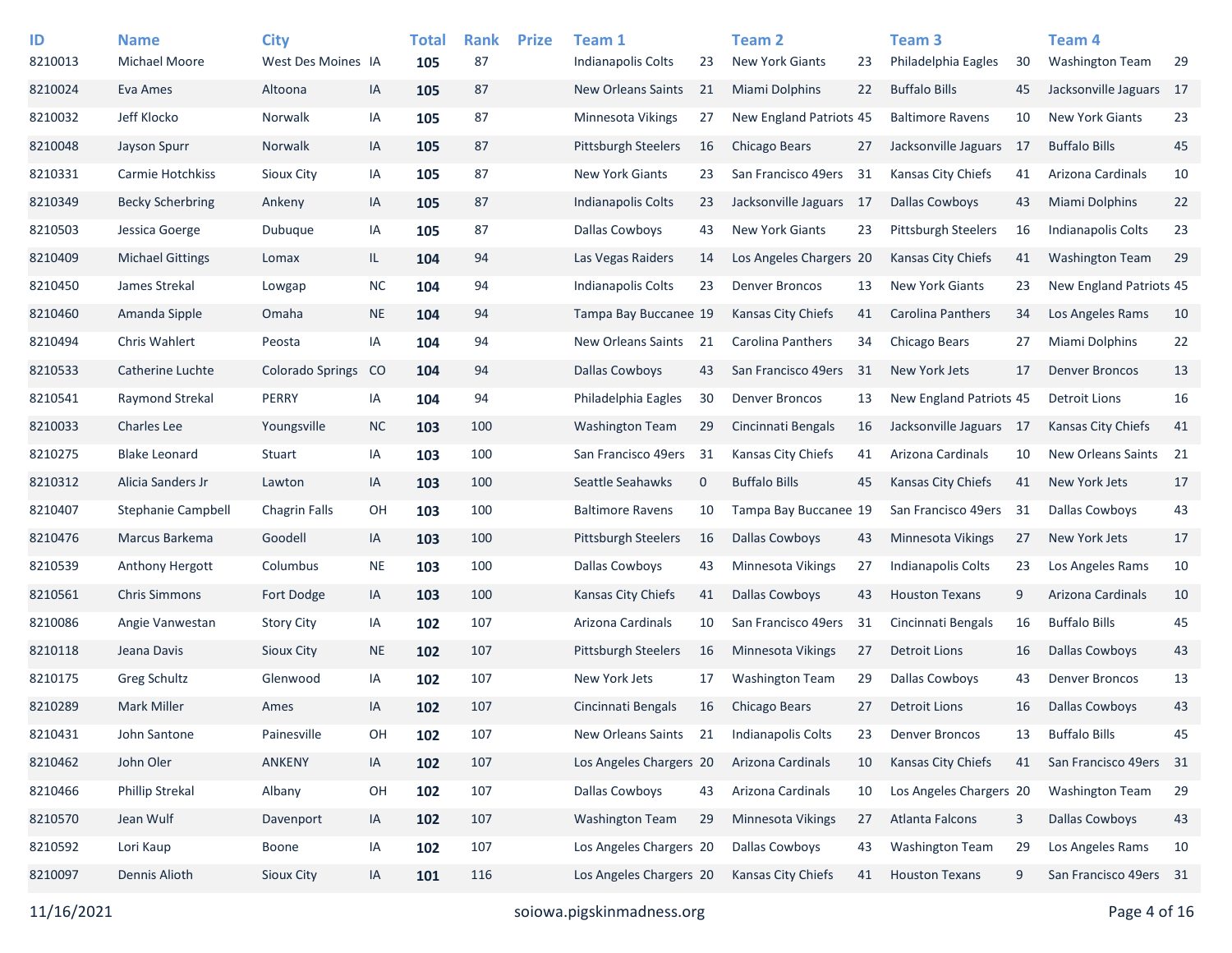| ID | Name | City | | Total | Rank | Prize | Team 1 | | Team 2 | | Team 3 | | Team 4 | |
|---|---|---|---|---|---|---|---|---|---|---|---|---|---|---|
| 8210013 | Michael Moore | West Des Moines | IA | **105** | 87 | | Indianapolis Colts | 23 | New York Giants | 23 | Philadelphia Eagles | 30 | Washington Team | 29 |
| 8210024 | Eva Ames | Altoona | IA | **105** | 87 | | New Orleans Saints | 21 | Miami Dolphins | 22 | Buffalo Bills | 45 | Jacksonville Jaguars | 17 |
| 8210032 | Jeff Klocko | Norwalk | IA | **105** | 87 | | Minnesota Vikings | 27 | New England Patriots | 45 | Baltimore Ravens | 10 | New York Giants | 23 |
| 8210048 | Jayson Spurr | Norwalk | IA | **105** | 87 | | Pittsburgh Steelers | 16 | Chicago Bears | 27 | Jacksonville Jaguars | 17 | Buffalo Bills | 45 |
| 8210331 | Carmie Hotchkiss | Sioux City | IA | **105** | 87 | | New York Giants | 23 | San Francisco 49ers | 31 | Kansas City Chiefs | 41 | Arizona Cardinals | 10 |
| 8210349 | Becky Scherbring | Ankeny | IA | **105** | 87 | | Indianapolis Colts | 23 | Jacksonville Jaguars | 17 | Dallas Cowboys | 43 | Miami Dolphins | 22 |
| 8210503 | Jessica Goerge | Dubuque | IA | **105** | 87 | | Dallas Cowboys | 43 | New York Giants | 23 | Pittsburgh Steelers | 16 | Indianapolis Colts | 23 |
| 8210409 | Michael Gittings | Lomax | IL | **104** | 94 | | Las Vegas Raiders | 14 | Los Angeles Chargers | 20 | Kansas City Chiefs | 41 | Washington Team | 29 |
| 8210450 | James Strekal | Lowgap | NC | **104** | 94 | | Indianapolis Colts | 23 | Denver Broncos | 13 | New York Giants | 23 | New England Patriots | 45 |
| 8210460 | Amanda Sipple | Omaha | NE | **104** | 94 | | Tampa Bay Buccanee | 19 | Kansas City Chiefs | 41 | Carolina Panthers | 34 | Los Angeles Rams | 10 |
| 8210494 | Chris Wahlert | Peosta | IA | **104** | 94 | | New Orleans Saints | 21 | Carolina Panthers | 34 | Chicago Bears | 27 | Miami Dolphins | 22 |
| 8210533 | Catherine Luchte | Colorado Springs | CO | **104** | 94 | | Dallas Cowboys | 43 | San Francisco 49ers | 31 | New York Jets | 17 | Denver Broncos | 13 |
| 8210541 | Raymond Strekal | PERRY | IA | **104** | 94 | | Philadelphia Eagles | 30 | Denver Broncos | 13 | New England Patriots | 45 | Detroit Lions | 16 |
| 8210033 | Charles Lee | Youngsville | NC | **103** | 100 | | Washington Team | 29 | Cincinnati Bengals | 16 | Jacksonville Jaguars | 17 | Kansas City Chiefs | 41 |
| 8210275 | Blake Leonard | Stuart | IA | **103** | 100 | | San Francisco 49ers | 31 | Kansas City Chiefs | 41 | Arizona Cardinals | 10 | New Orleans Saints | 21 |
| 8210312 | Alicia Sanders Jr | Lawton | IA | **103** | 100 | | Seattle Seahawks | 0 | Buffalo Bills | 45 | Kansas City Chiefs | 41 | New York Jets | 17 |
| 8210407 | Stephanie Campbell | Chagrin Falls | OH | **103** | 100 | | Baltimore Ravens | 10 | Tampa Bay Buccanee | 19 | San Francisco 49ers | 31 | Dallas Cowboys | 43 |
| 8210476 | Marcus Barkema | Goodell | IA | **103** | 100 | | Pittsburgh Steelers | 16 | Dallas Cowboys | 43 | Minnesota Vikings | 27 | New York Jets | 17 |
| 8210539 | Anthony Hergott | Columbus | NE | **103** | 100 | | Dallas Cowboys | 43 | Minnesota Vikings | 27 | Indianapolis Colts | 23 | Los Angeles Rams | 10 |
| 8210561 | Chris Simmons | Fort Dodge | IA | **103** | 100 | | Kansas City Chiefs | 41 | Dallas Cowboys | 43 | Houston Texans | 9 | Arizona Cardinals | 10 |
| 8210086 | Angie Vanwestan | Story City | IA | **102** | 107 | | Arizona Cardinals | 10 | San Francisco 49ers | 31 | Cincinnati Bengals | 16 | Buffalo Bills | 45 |
| 8210118 | Jeana Davis | Sioux City | NE | **102** | 107 | | Pittsburgh Steelers | 16 | Minnesota Vikings | 27 | Detroit Lions | 16 | Dallas Cowboys | 43 |
| 8210175 | Greg Schultz | Glenwood | IA | **102** | 107 | | New York Jets | 17 | Washington Team | 29 | Dallas Cowboys | 43 | Denver Broncos | 13 |
| 8210289 | Mark Miller | Ames | IA | **102** | 107 | | Cincinnati Bengals | 16 | Chicago Bears | 27 | Detroit Lions | 16 | Dallas Cowboys | 43 |
| 8210431 | John Santone | Painesville | OH | **102** | 107 | | New Orleans Saints | 21 | Indianapolis Colts | 23 | Denver Broncos | 13 | Buffalo Bills | 45 |
| 8210462 | John Oler | ANKENY | IA | **102** | 107 | | Los Angeles Chargers | 20 | Arizona Cardinals | 10 | Kansas City Chiefs | 41 | San Francisco 49ers | 31 |
| 8210466 | Phillip Strekal | Albany | OH | **102** | 107 | | Dallas Cowboys | 43 | Arizona Cardinals | 10 | Los Angeles Chargers | 20 | Washington Team | 29 |
| 8210570 | Jean Wulf | Davenport | IA | **102** | 107 | | Washington Team | 29 | Minnesota Vikings | 27 | Atlanta Falcons | 3 | Dallas Cowboys | 43 |
| 8210592 | Lori Kaup | Boone | IA | **102** | 107 | | Los Angeles Chargers | 20 | Dallas Cowboys | 43 | Washington Team | 29 | Los Angeles Rams | 10 |
| 8210097 | Dennis Alioth | Sioux City | IA | **101** | 116 | | Los Angeles Chargers | 20 | Kansas City Chiefs | 41 | Houston Texans | 9 | San Francisco 49ers | 31 |

11/16/2021 soiowa.pigskinmadness.org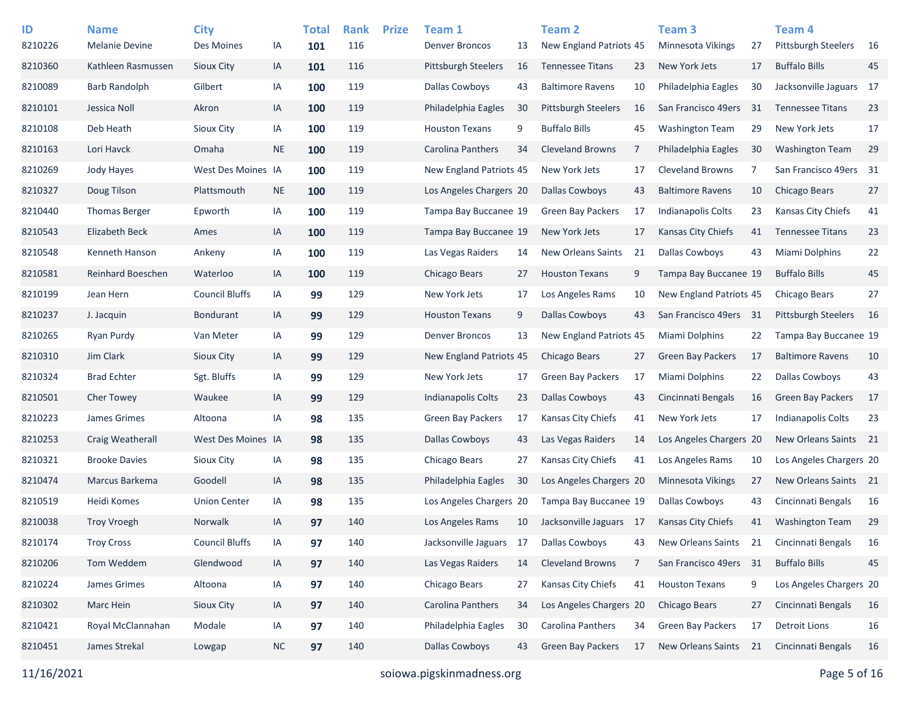| ID | Name | City | | Total | Rank | Prize | Team 1 | | Team 2 | | Team 3 | | Team 4 | |
|---|---|---|---|---|---|---|---|---|---|---|---|---|---|---|
| 8210226 | Melanie Devine | Des Moines | IA | **101** | 116 | | Denver Broncos | 13 | New England Patriots | 45 | Minnesota Vikings | 27 | Pittsburgh Steelers | 16 |
| 8210360 | Kathleen Rasmussen | Sioux City | IA | **101** | 116 | | Pittsburgh Steelers | 16 | Tennessee Titans | 23 | New York Jets | 17 | Buffalo Bills | 45 |
| 8210089 | Barb Randolph | Gilbert | IA | **100** | 119 | | Dallas Cowboys | 43 | Baltimore Ravens | 10 | Philadelphia Eagles | 30 | Jacksonville Jaguars | 17 |
| 8210101 | Jessica Noll | Akron | IA | **100** | 119 | | Philadelphia Eagles | 30 | Pittsburgh Steelers | 16 | San Francisco 49ers | 31 | Tennessee Titans | 23 |
| 8210108 | Deb Heath | Sioux City | IA | **100** | 119 | | Houston Texans | 9 | Buffalo Bills | 45 | Washington Team | 29 | New York Jets | 17 |
| 8210163 | Lori Havck | Omaha | NE | **100** | 119 | | Carolina Panthers | 34 | Cleveland Browns | 7 | Philadelphia Eagles | 30 | Washington Team | 29 |
| 8210269 | Jody Hayes | West Des Moines | IA | **100** | 119 | | New England Patriots | 45 | New York Jets | 17 | Cleveland Browns | 7 | San Francisco 49ers | 31 |
| 8210327 | Doug Tilson | Plattsmouth | NE | **100** | 119 | | Los Angeles Chargers | 20 | Dallas Cowboys | 43 | Baltimore Ravens | 10 | Chicago Bears | 27 |
| 8210440 | Thomas Berger | Epworth | IA | **100** | 119 | | Tampa Bay Buccanee | 19 | Green Bay Packers | 17 | Indianapolis Colts | 23 | Kansas City Chiefs | 41 |
| 8210543 | Elizabeth Beck | Ames | IA | **100** | 119 | | Tampa Bay Buccanee | 19 | New York Jets | 17 | Kansas City Chiefs | 41 | Tennessee Titans | 23 |
| 8210548 | Kenneth Hanson | Ankeny | IA | **100** | 119 | | Las Vegas Raiders | 14 | New Orleans Saints | 21 | Dallas Cowboys | 43 | Miami Dolphins | 22 |
| 8210581 | Reinhard Boeschen | Waterloo | IA | **100** | 119 | | Chicago Bears | 27 | Houston Texans | 9 | Tampa Bay Buccanee | 19 | Buffalo Bills | 45 |
| 8210199 | Jean Hern | Council Bluffs | IA | **99** | 129 | | New York Jets | 17 | Los Angeles Rams | 10 | New England Patriots | 45 | Chicago Bears | 27 |
| 8210237 | J. Jacquin | Bondurant | IA | **99** | 129 | | Houston Texans | 9 | Dallas Cowboys | 43 | San Francisco 49ers | 31 | Pittsburgh Steelers | 16 |
| 8210265 | Ryan Purdy | Van Meter | IA | **99** | 129 | | Denver Broncos | 13 | New England Patriots | 45 | Miami Dolphins | 22 | Tampa Bay Buccanee | 19 |
| 8210310 | Jim Clark | Sioux City | IA | **99** | 129 | | New England Patriots | 45 | Chicago Bears | 27 | Green Bay Packers | 17 | Baltimore Ravens | 10 |
| 8210324 | Brad Echter | Sgt. Bluffs | IA | **99** | 129 | | New York Jets | 17 | Green Bay Packers | 17 | Miami Dolphins | 22 | Dallas Cowboys | 43 |
| 8210501 | Cher Towey | Waukee | IA | **99** | 129 | | Indianapolis Colts | 23 | Dallas Cowboys | 43 | Cincinnati Bengals | 16 | Green Bay Packers | 17 |
| 8210223 | James Grimes | Altoona | IA | **98** | 135 | | Green Bay Packers | 17 | Kansas City Chiefs | 41 | New York Jets | 17 | Indianapolis Colts | 23 |
| 8210253 | Craig Weatherall | West Des Moines | IA | **98** | 135 | | Dallas Cowboys | 43 | Las Vegas Raiders | 14 | Los Angeles Chargers | 20 | New Orleans Saints | 21 |
| 8210321 | Brooke Davies | Sioux City | IA | **98** | 135 | | Chicago Bears | 27 | Kansas City Chiefs | 41 | Los Angeles Rams | 10 | Los Angeles Chargers | 20 |
| 8210474 | Marcus Barkema | Goodell | IA | **98** | 135 | | Philadelphia Eagles | 30 | Los Angeles Chargers | 20 | Minnesota Vikings | 27 | New Orleans Saints | 21 |
| 8210519 | Heidi Komes | Union Center | IA | **98** | 135 | | Los Angeles Chargers | 20 | Tampa Bay Buccanee | 19 | Dallas Cowboys | 43 | Cincinnati Bengals | 16 |
| 8210038 | Troy Vroegh | Norwalk | IA | **97** | 140 | | Los Angeles Rams | 10 | Jacksonville Jaguars | 17 | Kansas City Chiefs | 41 | Washington Team | 29 |
| 8210174 | Troy Cross | Council Bluffs | IA | **97** | 140 | | Jacksonville Jaguars | 17 | Dallas Cowboys | 43 | New Orleans Saints | 21 | Cincinnati Bengals | 16 |
| 8210206 | Tom Weddem | Glendwood | IA | **97** | 140 | | Las Vegas Raiders | 14 | Cleveland Browns | 7 | San Francisco 49ers | 31 | Buffalo Bills | 45 |
| 8210224 | James Grimes | Altoona | IA | **97** | 140 | | Chicago Bears | 27 | Kansas City Chiefs | 41 | Houston Texans | 9 | Los Angeles Chargers | 20 |
| 8210302 | Marc Hein | Sioux City | IA | **97** | 140 | | Carolina Panthers | 34 | Los Angeles Chargers | 20 | Chicago Bears | 27 | Cincinnati Bengals | 16 |
| 8210421 | Royal McClannahan | Modale | IA | **97** | 140 | | Philadelphia Eagles | 30 | Carolina Panthers | 34 | Green Bay Packers | 17 | Detroit Lions | 16 |
| 8210451 | James Strekal | Lowgap | NC | **97** | 140 | | Dallas Cowboys | 43 | Green Bay Packers | 17 | New Orleans Saints | 21 | Cincinnati Bengals | 16 |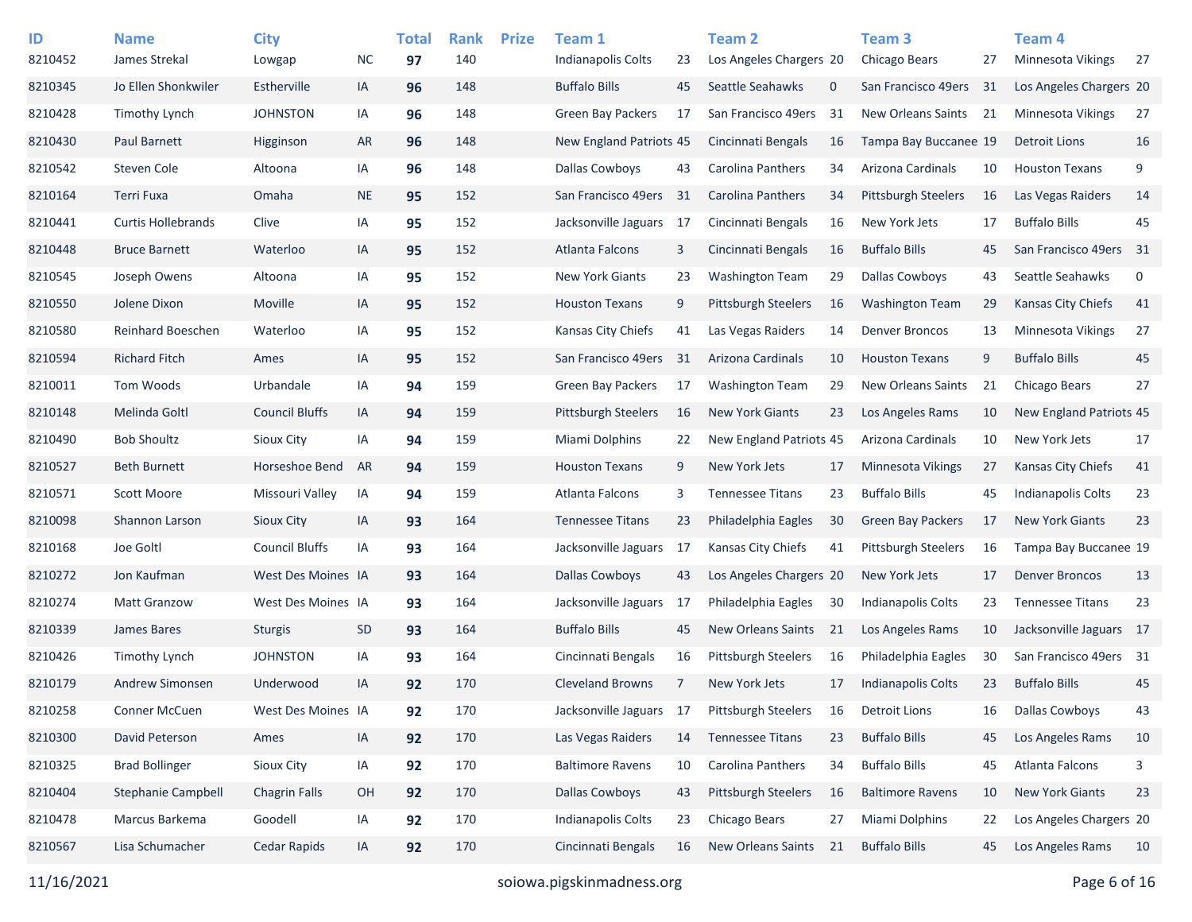| ID | Name | City | | Total | Rank | Prize | Team 1 | | Team 2 | | Team 3 | | Team 4 | |
|---|---|---|---|---|---|---|---|---|---|---|---|---|---|---|
| 8210452 | James Strekal | Lowgap | NC | **97** | 140 | | Indianapolis Colts | 23 | Los Angeles Chargers | 20 | Chicago Bears | 27 | Minnesota Vikings | 27 |
| 8210345 | Jo Ellen Shonkwiler | Estherville | IA | **96** | 148 | | Buffalo Bills | 45 | Seattle Seahawks | 0 | San Francisco 49ers | 31 | Los Angeles Chargers | 20 |
| 8210428 | Timothy Lynch | JOHNSTON | IA | **96** | 148 | | Green Bay Packers | 17 | San Francisco 49ers | 31 | New Orleans Saints | 21 | Minnesota Vikings | 27 |
| 8210430 | Paul Barnett | Higginson | AR | **96** | 148 | | New England Patriots | 45 | Cincinnati Bengals | 16 | Tampa Bay Buccanee | 19 | Detroit Lions | 16 |
| 8210542 | Steven Cole | Altoona | IA | **96** | 148 | | Dallas Cowboys | 43 | Carolina Panthers | 34 | Arizona Cardinals | 10 | Houston Texans | 9 |
| 8210164 | Terri Fuxa | Omaha | NE | **95** | 152 | | San Francisco 49ers | 31 | Carolina Panthers | 34 | Pittsburgh Steelers | 16 | Las Vegas Raiders | 14 |
| 8210441 | Curtis Hollebrands | Clive | IA | **95** | 152 | | Jacksonville Jaguars | 17 | Cincinnati Bengals | 16 | New York Jets | 17 | Buffalo Bills | 45 |
| 8210448 | Bruce Barnett | Waterloo | IA | **95** | 152 | | Atlanta Falcons | 3 | Cincinnati Bengals | 16 | Buffalo Bills | 45 | San Francisco 49ers | 31 |
| 8210545 | Joseph Owens | Altoona | IA | **95** | 152 | | New York Giants | 23 | Washington Team | 29 | Dallas Cowboys | 43 | Seattle Seahawks | 0 |
| 8210550 | Jolene Dixon | Moville | IA | **95** | 152 | | Houston Texans | 9 | Pittsburgh Steelers | 16 | Washington Team | 29 | Kansas City Chiefs | 41 |
| 8210580 | Reinhard Boeschen | Waterloo | IA | **95** | 152 | | Kansas City Chiefs | 41 | Las Vegas Raiders | 14 | Denver Broncos | 13 | Minnesota Vikings | 27 |
| 8210594 | Richard Fitch | Ames | IA | **95** | 152 | | San Francisco 49ers | 31 | Arizona Cardinals | 10 | Houston Texans | 9 | Buffalo Bills | 45 |
| 8210011 | Tom Woods | Urbandale | IA | **94** | 159 | | Green Bay Packers | 17 | Washington Team | 29 | New Orleans Saints | 21 | Chicago Bears | 27 |
| 8210148 | Melinda Goltl | Council Bluffs | IA | **94** | 159 | | Pittsburgh Steelers | 16 | New York Giants | 23 | Los Angeles Rams | 10 | New England Patriots | 45 |
| 8210490 | Bob Shoultz | Sioux City | IA | **94** | 159 | | Miami Dolphins | 22 | New England Patriots | 45 | Arizona Cardinals | 10 | New York Jets | 17 |
| 8210527 | Beth Burnett | Horseshoe Bend | AR | **94** | 159 | | Houston Texans | 9 | New York Jets | 17 | Minnesota Vikings | 27 | Kansas City Chiefs | 41 |
| 8210571 | Scott Moore | Missouri Valley | IA | **94** | 159 | | Atlanta Falcons | 3 | Tennessee Titans | 23 | Buffalo Bills | 45 | Indianapolis Colts | 23 |
| 8210098 | Shannon Larson | Sioux City | IA | **93** | 164 | | Tennessee Titans | 23 | Philadelphia Eagles | 30 | Green Bay Packers | 17 | New York Giants | 23 |
| 8210168 | Joe Goltl | Council Bluffs | IA | **93** | 164 | | Jacksonville Jaguars | 17 | Kansas City Chiefs | 41 | Pittsburgh Steelers | 16 | Tampa Bay Buccanee | 19 |
| 8210272 | Jon Kaufman | West Des Moines | IA | **93** | 164 | | Dallas Cowboys | 43 | Los Angeles Chargers | 20 | New York Jets | 17 | Denver Broncos | 13 |
| 8210274 | Matt Granzow | West Des Moines | IA | **93** | 164 | | Jacksonville Jaguars | 17 | Philadelphia Eagles | 30 | Indianapolis Colts | 23 | Tennessee Titans | 23 |
| 8210339 | James Bares | Sturgis | SD | **93** | 164 | | Buffalo Bills | 45 | New Orleans Saints | 21 | Los Angeles Rams | 10 | Jacksonville Jaguars | 17 |
| 8210426 | Timothy Lynch | JOHNSTON | IA | **93** | 164 | | Cincinnati Bengals | 16 | Pittsburgh Steelers | 16 | Philadelphia Eagles | 30 | San Francisco 49ers | 31 |
| 8210179 | Andrew Simonsen | Underwood | IA | **92** | 170 | | Cleveland Browns | 7 | New York Jets | 17 | Indianapolis Colts | 23 | Buffalo Bills | 45 |
| 8210258 | Conner McCuen | West Des Moines | IA | **92** | 170 | | Jacksonville Jaguars | 17 | Pittsburgh Steelers | 16 | Detroit Lions | 16 | Dallas Cowboys | 43 |
| 8210300 | David Peterson | Ames | IA | **92** | 170 | | Las Vegas Raiders | 14 | Tennessee Titans | 23 | Buffalo Bills | 45 | Los Angeles Rams | 10 |
| 8210325 | Brad Bollinger | Sioux City | IA | **92** | 170 | | Baltimore Ravens | 10 | Carolina Panthers | 34 | Buffalo Bills | 45 | Atlanta Falcons | 3 |
| 8210404 | Stephanie Campbell | Chagrin Falls | OH | **92** | 170 | | Dallas Cowboys | 43 | Pittsburgh Steelers | 16 | Baltimore Ravens | 10 | New York Giants | 23 |
| 8210478 | Marcus Barkema | Goodell | IA | **92** | 170 | | Indianapolis Colts | 23 | Chicago Bears | 27 | Miami Dolphins | 22 | Los Angeles Chargers | 20 |
| 8210567 | Lisa Schumacher | Cedar Rapids | IA | **92** | 170 | | Cincinnati Bengals | 16 | New Orleans Saints | 21 | Buffalo Bills | 45 | Los Angeles Rams | 10 |

11/16/2021 soiowa.pigskinmadness.org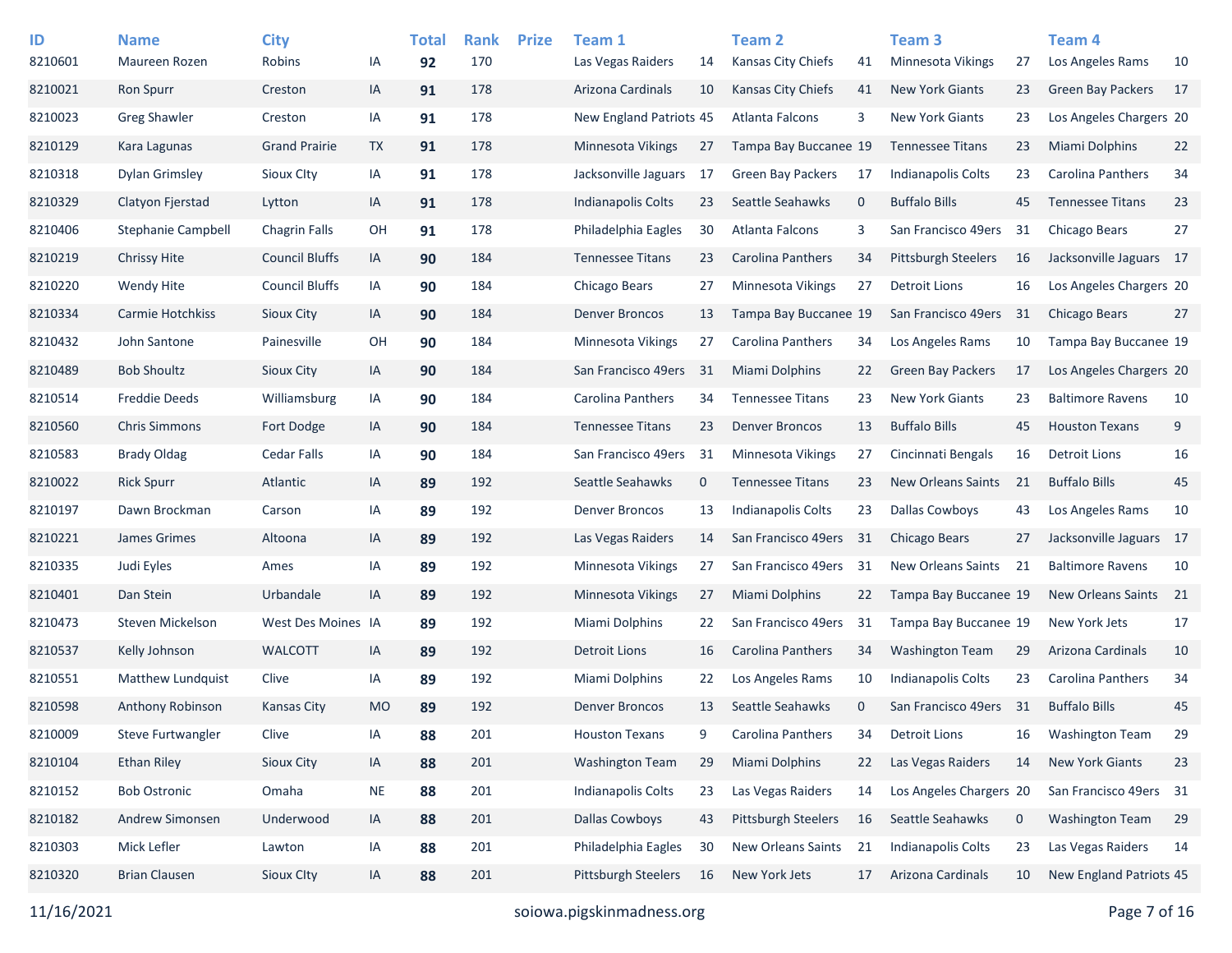| ID | Name | City | | Total | Rank | Prize | Team 1 | | Team 2 | | Team 3 | | Team 4 | |
|---|---|---|---|---|---|---|---|---|---|---|---|---|---|---|
| 8210601 | Maureen Rozen | Robins | IA | **92** | 170 | | Las Vegas Raiders | 14 | Kansas City Chiefs | 41 | Minnesota Vikings | 27 | Los Angeles Rams | 10 |
| 8210021 | Ron Spurr | Creston | IA | **91** | 178 | | Arizona Cardinals | 10 | Kansas City Chiefs | 41 | New York Giants | 23 | Green Bay Packers | 17 |
| 8210023 | Greg Shawler | Creston | IA | **91** | 178 | | New England Patriots | 45 | Atlanta Falcons | 3 | New York Giants | 23 | Los Angeles Chargers | 20 |
| 8210129 | Kara Lagunas | Grand Prairie | TX | **91** | 178 | | Minnesota Vikings | 27 | Tampa Bay Buccanee | 19 | Tennessee Titans | 23 | Miami Dolphins | 22 |
| 8210318 | Dylan Grimsley | Sioux CIty | IA | **91** | 178 | | Jacksonville Jaguars | 17 | Green Bay Packers | 17 | Indianapolis Colts | 23 | Carolina Panthers | 34 |
| 8210329 | Clatyon Fjerstad | Lytton | IA | **91** | 178 | | Indianapolis Colts | 23 | Seattle Seahawks | 0 | Buffalo Bills | 45 | Tennessee Titans | 23 |
| 8210406 | Stephanie Campbell | Chagrin Falls | OH | **91** | 178 | | Philadelphia Eagles | 30 | Atlanta Falcons | 3 | San Francisco 49ers | 31 | Chicago Bears | 27 |
| 8210219 | Chrissy Hite | Council Bluffs | IA | **90** | 184 | | Tennessee Titans | 23 | Carolina Panthers | 34 | Pittsburgh Steelers | 16 | Jacksonville Jaguars | 17 |
| 8210220 | Wendy Hite | Council Bluffs | IA | **90** | 184 | | Chicago Bears | 27 | Minnesota Vikings | 27 | Detroit Lions | 16 | Los Angeles Chargers | 20 |
| 8210334 | Carmie Hotchkiss | Sioux City | IA | **90** | 184 | | Denver Broncos | 13 | Tampa Bay Buccanee | 19 | San Francisco 49ers | 31 | Chicago Bears | 27 |
| 8210432 | John Santone | Painesville | OH | **90** | 184 | | Minnesota Vikings | 27 | Carolina Panthers | 34 | Los Angeles Rams | 10 | Tampa Bay Buccanee | 19 |
| 8210489 | Bob Shoultz | Sioux City | IA | **90** | 184 | | San Francisco 49ers | 31 | Miami Dolphins | 22 | Green Bay Packers | 17 | Los Angeles Chargers | 20 |
| 8210514 | Freddie Deeds | Williamsburg | IA | **90** | 184 | | Carolina Panthers | 34 | Tennessee Titans | 23 | New York Giants | 23 | Baltimore Ravens | 10 |
| 8210560 | Chris Simmons | Fort Dodge | IA | **90** | 184 | | Tennessee Titans | 23 | Denver Broncos | 13 | Buffalo Bills | 45 | Houston Texans | 9 |
| 8210583 | Brady Oldag | Cedar Falls | IA | **90** | 184 | | San Francisco 49ers | 31 | Minnesota Vikings | 27 | Cincinnati Bengals | 16 | Detroit Lions | 16 |
| 8210022 | Rick Spurr | Atlantic | IA | **89** | 192 | | Seattle Seahawks | 0 | Tennessee Titans | 23 | New Orleans Saints | 21 | Buffalo Bills | 45 |
| 8210197 | Dawn Brockman | Carson | IA | **89** | 192 | | Denver Broncos | 13 | Indianapolis Colts | 23 | Dallas Cowboys | 43 | Los Angeles Rams | 10 |
| 8210221 | James Grimes | Altoona | IA | **89** | 192 | | Las Vegas Raiders | 14 | San Francisco 49ers | 31 | Chicago Bears | 27 | Jacksonville Jaguars | 17 |
| 8210335 | Judi Eyles | Ames | IA | **89** | 192 | | Minnesota Vikings | 27 | San Francisco 49ers | 31 | New Orleans Saints | 21 | Baltimore Ravens | 10 |
| 8210401 | Dan Stein | Urbandale | IA | **89** | 192 | | Minnesota Vikings | 27 | Miami Dolphins | 22 | Tampa Bay Buccanee | 19 | New Orleans Saints | 21 |
| 8210473 | Steven Mickelson | West Des Moines | IA | **89** | 192 | | Miami Dolphins | 22 | San Francisco 49ers | 31 | Tampa Bay Buccanee | 19 | New York Jets | 17 |
| 8210537 | Kelly Johnson | WALCOTT | IA | **89** | 192 | | Detroit Lions | 16 | Carolina Panthers | 34 | Washington Team | 29 | Arizona Cardinals | 10 |
| 8210551 | Matthew Lundquist | Clive | IA | **89** | 192 | | Miami Dolphins | 22 | Los Angeles Rams | 10 | Indianapolis Colts | 23 | Carolina Panthers | 34 |
| 8210598 | Anthony Robinson | Kansas City | MO | **89** | 192 | | Denver Broncos | 13 | Seattle Seahawks | 0 | San Francisco 49ers | 31 | Buffalo Bills | 45 |
| 8210009 | Steve Furtwangler | Clive | IA | **88** | 201 | | Houston Texans | 9 | Carolina Panthers | 34 | Detroit Lions | 16 | Washington Team | 29 |
| 8210104 | Ethan Riley | Sioux City | IA | **88** | 201 | | Washington Team | 29 | Miami Dolphins | 22 | Las Vegas Raiders | 14 | New York Giants | 23 |
| 8210152 | Bob Ostronic | Omaha | NE | **88** | 201 | | Indianapolis Colts | 23 | Las Vegas Raiders | 14 | Los Angeles Chargers | 20 | San Francisco 49ers | 31 |
| 8210182 | Andrew Simonsen | Underwood | IA | **88** | 201 | | Dallas Cowboys | 43 | Pittsburgh Steelers | 16 | Seattle Seahawks | 0 | Washington Team | 29 |
| 8210303 | Mick Lefler | Lawton | IA | **88** | 201 | | Philadelphia Eagles | 30 | New Orleans Saints | 21 | Indianapolis Colts | 23 | Las Vegas Raiders | 14 |
| 8210320 | Brian Clausen | Sioux CIty | IA | **88** | 201 | | Pittsburgh Steelers | 16 | New York Jets | 17 | Arizona Cardinals | 10 | New England Patriots | 45 |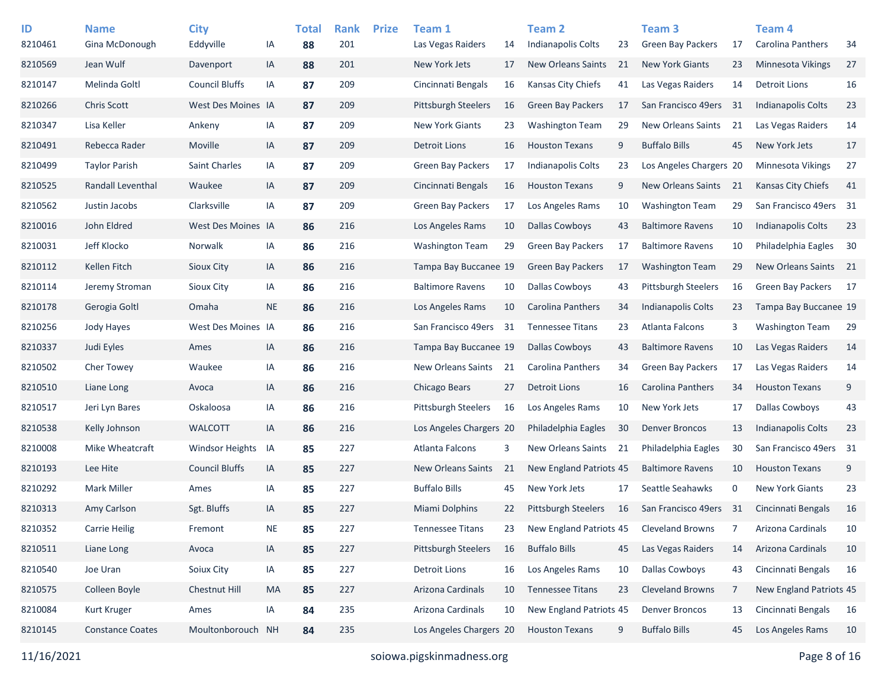| ID | Name | City | | Total | Rank | Prize | Team 1 | | Team 2 | | Team 3 | | Team 4 | |
|---|---|---|---|---|---|---|---|---|---|---|---|---|---|---|
| 8210461 | Gina McDonough | Eddyville | IA | **88** | 201 | | Las Vegas Raiders | 14 | Indianapolis Colts | 23 | Green Bay Packers | 17 | Carolina Panthers | 34 |
| 8210569 | Jean Wulf | Davenport | IA | **88** | 201 | | New York Jets | 17 | New Orleans Saints | 21 | New York Giants | 23 | Minnesota Vikings | 27 |
| 8210147 | Melinda Goltl | Council Bluffs | IA | **87** | 209 | | Cincinnati Bengals | 16 | Kansas City Chiefs | 41 | Las Vegas Raiders | 14 | Detroit Lions | 16 |
| 8210266 | Chris Scott | West Des Moines | IA | **87** | 209 | | Pittsburgh Steelers | 16 | Green Bay Packers | 17 | San Francisco 49ers | 31 | Indianapolis Colts | 23 |
| 8210347 | Lisa Keller | Ankeny | IA | **87** | 209 | | New York Giants | 23 | Washington Team | 29 | New Orleans Saints | 21 | Las Vegas Raiders | 14 |
| 8210491 | Rebecca Rader | Moville | IA | **87** | 209 | | Detroit Lions | 16 | Houston Texans | 9 | Buffalo Bills | 45 | New York Jets | 17 |
| 8210499 | Taylor Parish | Saint Charles | IA | **87** | 209 | | Green Bay Packers | 17 | Indianapolis Colts | 23 | Los Angeles Chargers | 20 | Minnesota Vikings | 27 |
| 8210525 | Randall Leventhal | Waukee | IA | **87** | 209 | | Cincinnati Bengals | 16 | Houston Texans | 9 | New Orleans Saints | 21 | Kansas City Chiefs | 41 |
| 8210562 | Justin Jacobs | Clarksville | IA | **87** | 209 | | Green Bay Packers | 17 | Los Angeles Rams | 10 | Washington Team | 29 | San Francisco 49ers | 31 |
| 8210016 | John Eldred | West Des Moines | IA | **86** | 216 | | Los Angeles Rams | 10 | Dallas Cowboys | 43 | Baltimore Ravens | 10 | Indianapolis Colts | 23 |
| 8210031 | Jeff Klocko | Norwalk | IA | **86** | 216 | | Washington Team | 29 | Green Bay Packers | 17 | Baltimore Ravens | 10 | Philadelphia Eagles | 30 |
| 8210112 | Kellen Fitch | Sioux City | IA | **86** | 216 | | Tampa Bay Buccanee | 19 | Green Bay Packers | 17 | Washington Team | 29 | New Orleans Saints | 21 |
| 8210114 | Jeremy Stroman | Sioux City | IA | **86** | 216 | | Baltimore Ravens | 10 | Dallas Cowboys | 43 | Pittsburgh Steelers | 16 | Green Bay Packers | 17 |
| 8210178 | Gerogia Goltl | Omaha | NE | **86** | 216 | | Los Angeles Rams | 10 | Carolina Panthers | 34 | Indianapolis Colts | 23 | Tampa Bay Buccanee | 19 |
| 8210256 | Jody Hayes | West Des Moines | IA | **86** | 216 | | San Francisco 49ers | 31 | Tennessee Titans | 23 | Atlanta Falcons | 3 | Washington Team | 29 |
| 8210337 | Judi Eyles | Ames | IA | **86** | 216 | | Tampa Bay Buccanee | 19 | Dallas Cowboys | 43 | Baltimore Ravens | 10 | Las Vegas Raiders | 14 |
| 8210502 | Cher Towey | Waukee | IA | **86** | 216 | | New Orleans Saints | 21 | Carolina Panthers | 34 | Green Bay Packers | 17 | Las Vegas Raiders | 14 |
| 8210510 | Liane Long | Avoca | IA | **86** | 216 | | Chicago Bears | 27 | Detroit Lions | 16 | Carolina Panthers | 34 | Houston Texans | 9 |
| 8210517 | Jeri Lyn Bares | Oskaloosa | IA | **86** | 216 | | Pittsburgh Steelers | 16 | Los Angeles Rams | 10 | New York Jets | 17 | Dallas Cowboys | 43 |
| 8210538 | Kelly Johnson | WALCOTT | IA | **86** | 216 | | Los Angeles Chargers | 20 | Philadelphia Eagles | 30 | Denver Broncos | 13 | Indianapolis Colts | 23 |
| 8210008 | Mike Wheatcraft | Windsor Heights | IA | **85** | 227 | | Atlanta Falcons | 3 | New Orleans Saints | 21 | Philadelphia Eagles | 30 | San Francisco 49ers | 31 |
| 8210193 | Lee Hite | Council Bluffs | IA | **85** | 227 | | New Orleans Saints | 21 | New England Patriots | 45 | Baltimore Ravens | 10 | Houston Texans | 9 |
| 8210292 | Mark Miller | Ames | IA | **85** | 227 | | Buffalo Bills | 45 | New York Jets | 17 | Seattle Seahawks | 0 | New York Giants | 23 |
| 8210313 | Amy Carlson | Sgt. Bluffs | IA | **85** | 227 | | Miami Dolphins | 22 | Pittsburgh Steelers | 16 | San Francisco 49ers | 31 | Cincinnati Bengals | 16 |
| 8210352 | Carrie Heilig | Fremont | NE | **85** | 227 | | Tennessee Titans | 23 | New England Patriots | 45 | Cleveland Browns | 7 | Arizona Cardinals | 10 |
| 8210511 | Liane Long | Avoca | IA | **85** | 227 | | Pittsburgh Steelers | 16 | Buffalo Bills | 45 | Las Vegas Raiders | 14 | Arizona Cardinals | 10 |
| 8210540 | Joe Uran | Soiux City | IA | **85** | 227 | | Detroit Lions | 16 | Los Angeles Rams | 10 | Dallas Cowboys | 43 | Cincinnati Bengals | 16 |
| 8210575 | Colleen Boyle | Chestnut Hill | MA | **85** | 227 | | Arizona Cardinals | 10 | Tennessee Titans | 23 | Cleveland Browns | 7 | New England Patriots | 45 |
| 8210084 | Kurt Kruger | Ames | IA | **84** | 235 | | Arizona Cardinals | 10 | New England Patriots | 45 | Denver Broncos | 13 | Cincinnati Bengals | 16 |
| 8210145 | Constance Coates | Moultonborouch | NH | **84** | 235 | | Los Angeles Chargers | 20 | Houston Texans | 9 | Buffalo Bills | 45 | Los Angeles Rams | 10 |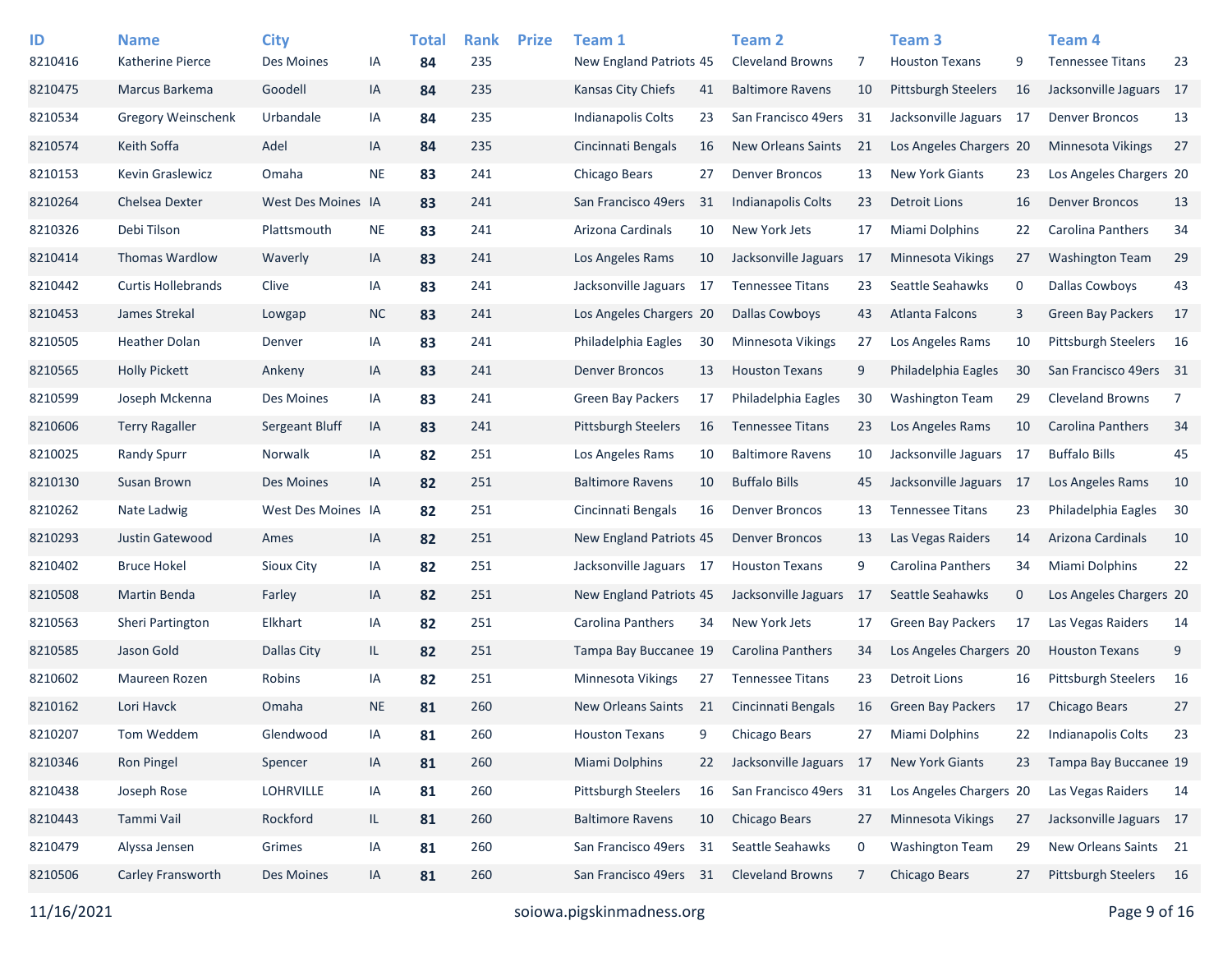| ID | Name | City | | Total | Rank | Prize | Team 1 | | Team 2 | | Team 3 | | Team 4 | |
|---|---|---|---|---|---|---|---|---|---|---|---|---|---|---|
| 8210416 | Katherine Pierce | Des Moines | IA | **84** | 235 | | New England Patriots | 45 | Cleveland Browns | 7 | Houston Texans | 9 | Tennessee Titans | 23 |
| 8210475 | Marcus Barkema | Goodell | IA | **84** | 235 | | Kansas City Chiefs | 41 | Baltimore Ravens | 10 | Pittsburgh Steelers | 16 | Jacksonville Jaguars | 17 |
| 8210534 | Gregory Weinschenk | Urbandale | IA | **84** | 235 | | Indianapolis Colts | 23 | San Francisco 49ers | 31 | Jacksonville Jaguars | 17 | Denver Broncos | 13 |
| 8210574 | Keith Soffa | Adel | IA | **84** | 235 | | Cincinnati Bengals | 16 | New Orleans Saints | 21 | Los Angeles Chargers | 20 | Minnesota Vikings | 27 |
| 8210153 | Kevin Graslewicz | Omaha | NE | **83** | 241 | | Chicago Bears | 27 | Denver Broncos | 13 | New York Giants | 23 | Los Angeles Chargers | 20 |
| 8210264 | Chelsea Dexter | West Des Moines | IA | **83** | 241 | | San Francisco 49ers | 31 | Indianapolis Colts | 23 | Detroit Lions | 16 | Denver Broncos | 13 |
| 8210326 | Debi Tilson | Plattsmouth | NE | **83** | 241 | | Arizona Cardinals | 10 | New York Jets | 17 | Miami Dolphins | 22 | Carolina Panthers | 34 |
| 8210414 | Thomas Wardlow | Waverly | IA | **83** | 241 | | Los Angeles Rams | 10 | Jacksonville Jaguars | 17 | Minnesota Vikings | 27 | Washington Team | 29 |
| 8210442 | Curtis Hollebrands | Clive | IA | **83** | 241 | | Jacksonville Jaguars | 17 | Tennessee Titans | 23 | Seattle Seahawks | 0 | Dallas Cowboys | 43 |
| 8210453 | James Strekal | Lowgap | NC | **83** | 241 | | Los Angeles Chargers | 20 | Dallas Cowboys | 43 | Atlanta Falcons | 3 | Green Bay Packers | 17 |
| 8210505 | Heather Dolan | Denver | IA | **83** | 241 | | Philadelphia Eagles | 30 | Minnesota Vikings | 27 | Los Angeles Rams | 10 | Pittsburgh Steelers | 16 |
| 8210565 | Holly Pickett | Ankeny | IA | **83** | 241 | | Denver Broncos | 13 | Houston Texans | 9 | Philadelphia Eagles | 30 | San Francisco 49ers | 31 |
| 8210599 | Joseph Mckenna | Des Moines | IA | **83** | 241 | | Green Bay Packers | 17 | Philadelphia Eagles | 30 | Washington Team | 29 | Cleveland Browns | 7 |
| 8210606 | Terry Ragaller | Sergeant Bluff | IA | **83** | 241 | | Pittsburgh Steelers | 16 | Tennessee Titans | 23 | Los Angeles Rams | 10 | Carolina Panthers | 34 |
| 8210025 | Randy Spurr | Norwalk | IA | **82** | 251 | | Los Angeles Rams | 10 | Baltimore Ravens | 10 | Jacksonville Jaguars | 17 | Buffalo Bills | 45 |
| 8210130 | Susan Brown | Des Moines | IA | **82** | 251 | | Baltimore Ravens | 10 | Buffalo Bills | 45 | Jacksonville Jaguars | 17 | Los Angeles Rams | 10 |
| 8210262 | Nate Ladwig | West Des Moines | IA | **82** | 251 | | Cincinnati Bengals | 16 | Denver Broncos | 13 | Tennessee Titans | 23 | Philadelphia Eagles | 30 |
| 8210293 | Justin Gatewood | Ames | IA | **82** | 251 | | New England Patriots | 45 | Denver Broncos | 13 | Las Vegas Raiders | 14 | Arizona Cardinals | 10 |
| 8210402 | Bruce Hokel | Sioux City | IA | **82** | 251 | | Jacksonville Jaguars | 17 | Houston Texans | 9 | Carolina Panthers | 34 | Miami Dolphins | 22 |
| 8210508 | Martin Benda | Farley | IA | **82** | 251 | | New England Patriots | 45 | Jacksonville Jaguars | 17 | Seattle Seahawks | 0 | Los Angeles Chargers | 20 |
| 8210563 | Sheri Partington | Elkhart | IA | **82** | 251 | | Carolina Panthers | 34 | New York Jets | 17 | Green Bay Packers | 17 | Las Vegas Raiders | 14 |
| 8210585 | Jason Gold | Dallas City | IL | **82** | 251 | | Tampa Bay Buccanee | 19 | Carolina Panthers | 34 | Los Angeles Chargers | 20 | Houston Texans | 9 |
| 8210602 | Maureen Rozen | Robins | IA | **82** | 251 | | Minnesota Vikings | 27 | Tennessee Titans | 23 | Detroit Lions | 16 | Pittsburgh Steelers | 16 |
| 8210162 | Lori Havck | Omaha | NE | **81** | 260 | | New Orleans Saints | 21 | Cincinnati Bengals | 16 | Green Bay Packers | 17 | Chicago Bears | 27 |
| 8210207 | Tom Weddem | Glendwood | IA | **81** | 260 | | Houston Texans | 9 | Chicago Bears | 27 | Miami Dolphins | 22 | Indianapolis Colts | 23 |
| 8210346 | Ron Pingel | Spencer | IA | **81** | 260 | | Miami Dolphins | 22 | Jacksonville Jaguars | 17 | New York Giants | 23 | Tampa Bay Buccanee | 19 |
| 8210438 | Joseph Rose | LOHRVILLE | IA | **81** | 260 | | Pittsburgh Steelers | 16 | San Francisco 49ers | 31 | Los Angeles Chargers | 20 | Las Vegas Raiders | 14 |
| 8210443 | Tammi Vail | Rockford | IL | **81** | 260 | | Baltimore Ravens | 10 | Chicago Bears | 27 | Minnesota Vikings | 27 | Jacksonville Jaguars | 17 |
| 8210479 | Alyssa Jensen | Grimes | IA | **81** | 260 | | San Francisco 49ers | 31 | Seattle Seahawks | 0 | Washington Team | 29 | New Orleans Saints | 21 |
| 8210506 | Carley Fransworth | Des Moines | IA | **81** | 260 | | San Francisco 49ers | 31 | Cleveland Browns | 7 | Chicago Bears | 27 | Pittsburgh Steelers | 16 |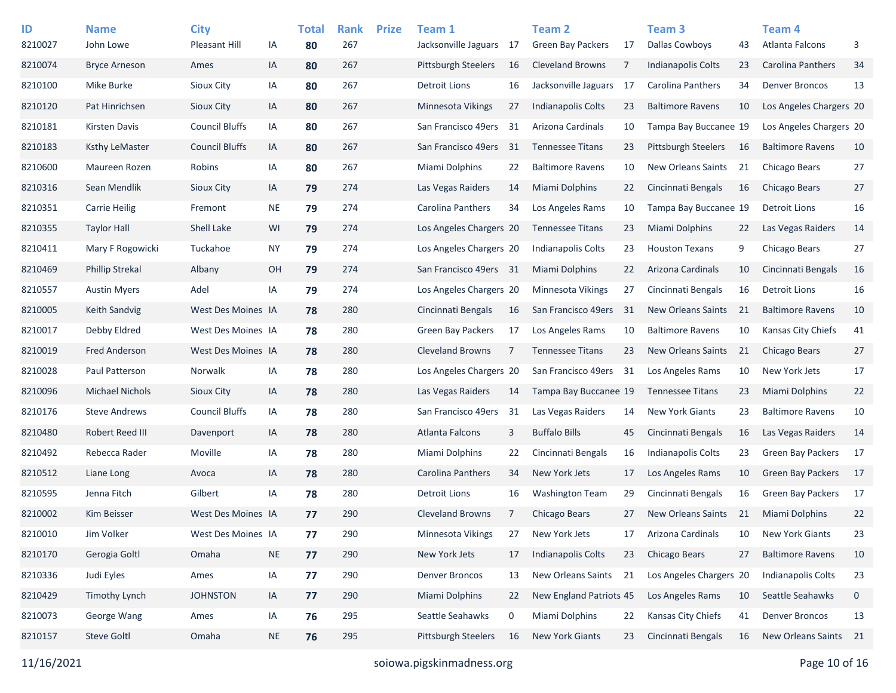| ID | Name | City | | Total | Rank | Prize | Team 1 | | Team 2 | | Team 3 | | Team 4 | |
|---|---|---|---|---|---|---|---|---|---|---|---|---|---|---|
| 8210027 | John Lowe | Pleasant Hill | IA | **80** | 267 | | Jacksonville Jaguars | 17 | Green Bay Packers | 17 | Dallas Cowboys | 43 | Atlanta Falcons | 3 |
| 8210074 | Bryce Arneson | Ames | IA | **80** | 267 | | Pittsburgh Steelers | 16 | Cleveland Browns | 7 | Indianapolis Colts | 23 | Carolina Panthers | 34 |
| 8210100 | Mike Burke | Sioux City | IA | **80** | 267 | | Detroit Lions | 16 | Jacksonville Jaguars | 17 | Carolina Panthers | 34 | Denver Broncos | 13 |
| 8210120 | Pat Hinrichsen | Sioux City | IA | **80** | 267 | | Minnesota Vikings | 27 | Indianapolis Colts | 23 | Baltimore Ravens | 10 | Los Angeles Chargers | 20 |
| 8210181 | Kirsten Davis | Council Bluffs | IA | **80** | 267 | | San Francisco 49ers | 31 | Arizona Cardinals | 10 | Tampa Bay Buccanee | 19 | Los Angeles Chargers | 20 |
| 8210183 | Ksthy LeMaster | Council Bluffs | IA | **80** | 267 | | San Francisco 49ers | 31 | Tennessee Titans | 23 | Pittsburgh Steelers | 16 | Baltimore Ravens | 10 |
| 8210600 | Maureen Rozen | Robins | IA | **80** | 267 | | Miami Dolphins | 22 | Baltimore Ravens | 10 | New Orleans Saints | 21 | Chicago Bears | 27 |
| 8210316 | Sean Mendlik | Sioux City | IA | **79** | 274 | | Las Vegas Raiders | 14 | Miami Dolphins | 22 | Cincinnati Bengals | 16 | Chicago Bears | 27 |
| 8210351 | Carrie Heilig | Fremont | NE | **79** | 274 | | Carolina Panthers | 34 | Los Angeles Rams | 10 | Tampa Bay Buccanee | 19 | Detroit Lions | 16 |
| 8210355 | Taylor Hall | Shell Lake | WI | **79** | 274 | | Los Angeles Chargers | 20 | Tennessee Titans | 23 | Miami Dolphins | 22 | Las Vegas Raiders | 14 |
| 8210411 | Mary F Rogowicki | Tuckahoe | NY | **79** | 274 | | Los Angeles Chargers | 20 | Indianapolis Colts | 23 | Houston Texans | 9 | Chicago Bears | 27 |
| 8210469 | Phillip Strekal | Albany | OH | **79** | 274 | | San Francisco 49ers | 31 | Miami Dolphins | 22 | Arizona Cardinals | 10 | Cincinnati Bengals | 16 |
| 8210557 | Austin Myers | Adel | IA | **79** | 274 | | Los Angeles Chargers | 20 | Minnesota Vikings | 27 | Cincinnati Bengals | 16 | Detroit Lions | 16 |
| 8210005 | Keith Sandvig | West Des Moines | IA | **78** | 280 | | Cincinnati Bengals | 16 | San Francisco 49ers | 31 | New Orleans Saints | 21 | Baltimore Ravens | 10 |
| 8210017 | Debby Eldred | West Des Moines | IA | **78** | 280 | | Green Bay Packers | 17 | Los Angeles Rams | 10 | Baltimore Ravens | 10 | Kansas City Chiefs | 41 |
| 8210019 | Fred Anderson | West Des Moines | IA | **78** | 280 | | Cleveland Browns | 7 | Tennessee Titans | 23 | New Orleans Saints | 21 | Chicago Bears | 27 |
| 8210028 | Paul Patterson | Norwalk | IA | **78** | 280 | | Los Angeles Chargers | 20 | San Francisco 49ers | 31 | Los Angeles Rams | 10 | New York Jets | 17 |
| 8210096 | Michael Nichols | Sioux City | IA | **78** | 280 | | Las Vegas Raiders | 14 | Tampa Bay Buccanee | 19 | Tennessee Titans | 23 | Miami Dolphins | 22 |
| 8210176 | Steve Andrews | Council Bluffs | IA | **78** | 280 | | San Francisco 49ers | 31 | Las Vegas Raiders | 14 | New York Giants | 23 | Baltimore Ravens | 10 |
| 8210480 | Robert Reed III | Davenport | IA | **78** | 280 | | Atlanta Falcons | 3 | Buffalo Bills | 45 | Cincinnati Bengals | 16 | Las Vegas Raiders | 14 |
| 8210492 | Rebecca Rader | Moville | IA | **78** | 280 | | Miami Dolphins | 22 | Cincinnati Bengals | 16 | Indianapolis Colts | 23 | Green Bay Packers | 17 |
| 8210512 | Liane Long | Avoca | IA | **78** | 280 | | Carolina Panthers | 34 | New York Jets | 17 | Los Angeles Rams | 10 | Green Bay Packers | 17 |
| 8210595 | Jenna Fitch | Gilbert | IA | **78** | 280 | | Detroit Lions | 16 | Washington Team | 29 | Cincinnati Bengals | 16 | Green Bay Packers | 17 |
| 8210002 | Kim Beisser | West Des Moines | IA | **77** | 290 | | Cleveland Browns | 7 | Chicago Bears | 27 | New Orleans Saints | 21 | Miami Dolphins | 22 |
| 8210010 | Jim Volker | West Des Moines | IA | **77** | 290 | | Minnesota Vikings | 27 | New York Jets | 17 | Arizona Cardinals | 10 | New York Giants | 23 |
| 8210170 | Gerogia Goltl | Omaha | NE | **77** | 290 | | New York Jets | 17 | Indianapolis Colts | 23 | Chicago Bears | 27 | Baltimore Ravens | 10 |
| 8210336 | Judi Eyles | Ames | IA | **77** | 290 | | Denver Broncos | 13 | New Orleans Saints | 21 | Los Angeles Chargers | 20 | Indianapolis Colts | 23 |
| 8210429 | Timothy Lynch | JOHNSTON | IA | **77** | 290 | | Miami Dolphins | 22 | New England Patriots | 45 | Los Angeles Rams | 10 | Seattle Seahawks | 0 |
| 8210073 | George Wang | Ames | IA | **76** | 295 | | Seattle Seahawks | 0 | Miami Dolphins | 22 | Kansas City Chiefs | 41 | Denver Broncos | 13 |
| 8210157 | Steve Goltl | Omaha | NE | **76** | 295 | | Pittsburgh Steelers | 16 | New York Giants | 23 | Cincinnati Bengals | 16 | New Orleans Saints | 21 |

11/16/2021 soiowa.pigskinmadness.org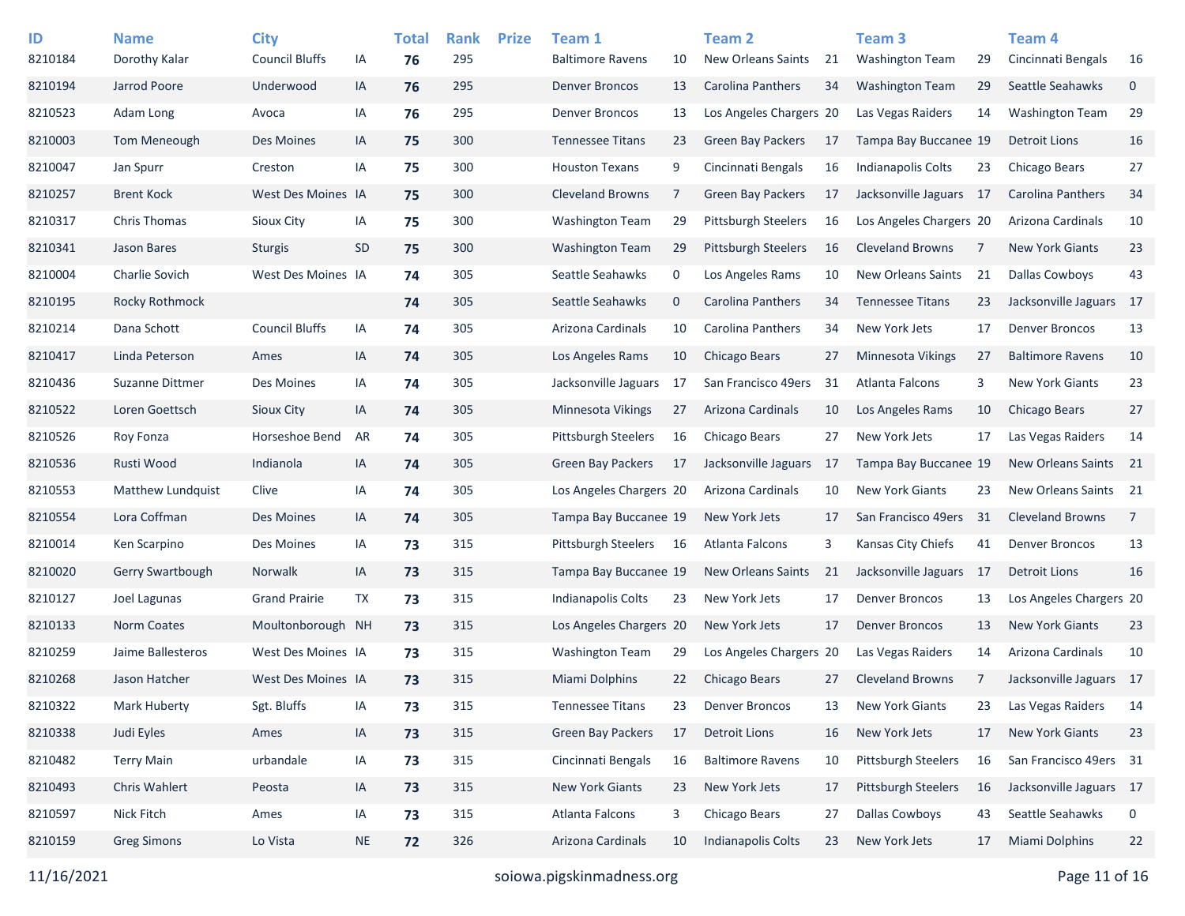| ID | Name | City | | Total | Rank | Prize | Team 1 | | Team 2 | | Team 3 | | Team 4 | |
|---|---|---|---|---|---|---|---|---|---|---|---|---|---|---|
| 8210184 | Dorothy Kalar | Council Bluffs | IA | **76** | 295 | | Baltimore Ravens | 10 | New Orleans Saints | 21 | Washington Team | 29 | Cincinnati Bengals | 16 |
| 8210194 | Jarrod Poore | Underwood | IA | **76** | 295 | | Denver Broncos | 13 | Carolina Panthers | 34 | Washington Team | 29 | Seattle Seahawks | 0 |
| 8210523 | Adam Long | Avoca | IA | **76** | 295 | | Denver Broncos | 13 | Los Angeles Chargers | 20 | Las Vegas Raiders | 14 | Washington Team | 29 |
| 8210003 | Tom Meneough | Des Moines | IA | **75** | 300 | | Tennessee Titans | 23 | Green Bay Packers | 17 | Tampa Bay Buccanee | 19 | Detroit Lions | 16 |
| 8210047 | Jan Spurr | Creston | IA | **75** | 300 | | Houston Texans | 9 | Cincinnati Bengals | 16 | Indianapolis Colts | 23 | Chicago Bears | 27 |
| 8210257 | Brent Kock | West Des Moines | IA | **75** | 300 | | Cleveland Browns | 7 | Green Bay Packers | 17 | Jacksonville Jaguars | 17 | Carolina Panthers | 34 |
| 8210317 | Chris Thomas | Sioux City | IA | **75** | 300 | | Washington Team | 29 | Pittsburgh Steelers | 16 | Los Angeles Chargers | 20 | Arizona Cardinals | 10 |
| 8210341 | Jason Bares | Sturgis | SD | **75** | 300 | | Washington Team | 29 | Pittsburgh Steelers | 16 | Cleveland Browns | 7 | New York Giants | 23 |
| 8210004 | Charlie Sovich | West Des Moines | IA | **74** | 305 | | Seattle Seahawks | 0 | Los Angeles Rams | 10 | New Orleans Saints | 21 | Dallas Cowboys | 43 |
| 8210195 | Rocky Rothmock | | | **74** | 305 | | Seattle Seahawks | 0 | Carolina Panthers | 34 | Tennessee Titans | 23 | Jacksonville Jaguars | 17 |
| 8210214 | Dana Schott | Council Bluffs | IA | **74** | 305 | | Arizona Cardinals | 10 | Carolina Panthers | 34 | New York Jets | 17 | Denver Broncos | 13 |
| 8210417 | Linda Peterson | Ames | IA | **74** | 305 | | Los Angeles Rams | 10 | Chicago Bears | 27 | Minnesota Vikings | 27 | Baltimore Ravens | 10 |
| 8210436 | Suzanne Dittmer | Des Moines | IA | **74** | 305 | | Jacksonville Jaguars | 17 | San Francisco 49ers | 31 | Atlanta Falcons | 3 | New York Giants | 23 |
| 8210522 | Loren Goettsch | Sioux City | IA | **74** | 305 | | Minnesota Vikings | 27 | Arizona Cardinals | 10 | Los Angeles Rams | 10 | Chicago Bears | 27 |
| 8210526 | Roy Fonza | Horseshoe Bend | AR | **74** | 305 | | Pittsburgh Steelers | 16 | Chicago Bears | 27 | New York Jets | 17 | Las Vegas Raiders | 14 |
| 8210536 | Rusti Wood | Indianola | IA | **74** | 305 | | Green Bay Packers | 17 | Jacksonville Jaguars | 17 | Tampa Bay Buccanee | 19 | New Orleans Saints | 21 |
| 8210553 | Matthew Lundquist | Clive | IA | **74** | 305 | | Los Angeles Chargers | 20 | Arizona Cardinals | 10 | New York Giants | 23 | New Orleans Saints | 21 |
| 8210554 | Lora Coffman | Des Moines | IA | **74** | 305 | | Tampa Bay Buccanee | 19 | New York Jets | 17 | San Francisco 49ers | 31 | Cleveland Browns | 7 |
| 8210014 | Ken Scarpino | Des Moines | IA | **73** | 315 | | Pittsburgh Steelers | 16 | Atlanta Falcons | 3 | Kansas City Chiefs | 41 | Denver Broncos | 13 |
| 8210020 | Gerry Swartbough | Norwalk | IA | **73** | 315 | | Tampa Bay Buccanee | 19 | New Orleans Saints | 21 | Jacksonville Jaguars | 17 | Detroit Lions | 16 |
| 8210127 | Joel Lagunas | Grand Prairie | TX | **73** | 315 | | Indianapolis Colts | 23 | New York Jets | 17 | Denver Broncos | 13 | Los Angeles Chargers | 20 |
| 8210133 | Norm Coates | Moultonborough | NH | **73** | 315 | | Los Angeles Chargers | 20 | New York Jets | 17 | Denver Broncos | 13 | New York Giants | 23 |
| 8210259 | Jaime Ballesteros | West Des Moines | IA | **73** | 315 | | Washington Team | 29 | Los Angeles Chargers | 20 | Las Vegas Raiders | 14 | Arizona Cardinals | 10 |
| 8210268 | Jason Hatcher | West Des Moines | IA | **73** | 315 | | Miami Dolphins | 22 | Chicago Bears | 27 | Cleveland Browns | 7 | Jacksonville Jaguars | 17 |
| 8210322 | Mark Huberty | Sgt. Bluffs | IA | **73** | 315 | | Tennessee Titans | 23 | Denver Broncos | 13 | New York Giants | 23 | Las Vegas Raiders | 14 |
| 8210338 | Judi Eyles | Ames | IA | **73** | 315 | | Green Bay Packers | 17 | Detroit Lions | 16 | New York Jets | 17 | New York Giants | 23 |
| 8210482 | Terry Main | urbandale | IA | **73** | 315 | | Cincinnati Bengals | 16 | Baltimore Ravens | 10 | Pittsburgh Steelers | 16 | San Francisco 49ers | 31 |
| 8210493 | Chris Wahlert | Peosta | IA | **73** | 315 | | New York Giants | 23 | New York Jets | 17 | Pittsburgh Steelers | 16 | Jacksonville Jaguars | 17 |
| 8210597 | Nick Fitch | Ames | IA | **73** | 315 | | Atlanta Falcons | 3 | Chicago Bears | 27 | Dallas Cowboys | 43 | Seattle Seahawks | 0 |
| 8210159 | Greg Simons | Lo Vista | NE | **72** | 326 | | Arizona Cardinals | 10 | Indianapolis Colts | 23 | New York Jets | 17 | Miami Dolphins | 22 |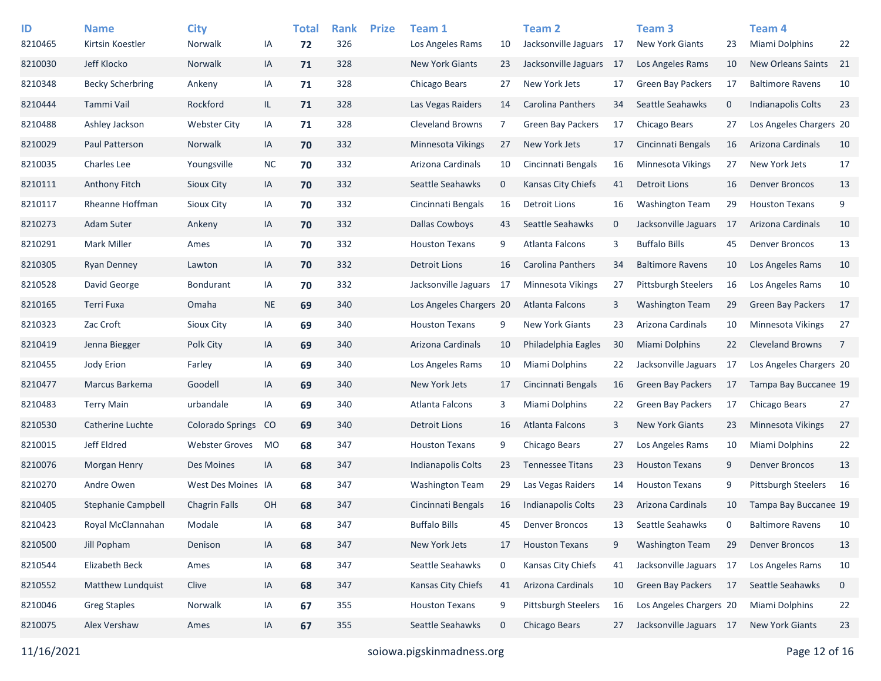| ID | Name | City | | Total | Rank | Prize | Team 1 | | Team 2 | | Team 3 | | Team 4 | |
|---|---|---|---|---|---|---|---|---|---|---|---|---|---|---|
| 8210465 | Kirtsin Koestler | Norwalk | IA | **72** | 326 | | Los Angeles Rams | 10 | Jacksonville Jaguars | 17 | New York Giants | 23 | Miami Dolphins | 22 |
| 8210030 | Jeff Klocko | Norwalk | IA | **71** | 328 | | New York Giants | 23 | Jacksonville Jaguars | 17 | Los Angeles Rams | 10 | New Orleans Saints | 21 |
| 8210348 | Becky Scherbring | Ankeny | IA | **71** | 328 | | Chicago Bears | 27 | New York Jets | 17 | Green Bay Packers | 17 | Baltimore Ravens | 10 |
| 8210444 | Tammi Vail | Rockford | IL | **71** | 328 | | Las Vegas Raiders | 14 | Carolina Panthers | 34 | Seattle Seahawks | 0 | Indianapolis Colts | 23 |
| 8210488 | Ashley Jackson | Webster City | IA | **71** | 328 | | Cleveland Browns | 7 | Green Bay Packers | 17 | Chicago Bears | 27 | Los Angeles Chargers | 20 |
| 8210029 | Paul Patterson | Norwalk | IA | **70** | 332 | | Minnesota Vikings | 27 | New York Jets | 17 | Cincinnati Bengals | 16 | Arizona Cardinals | 10 |
| 8210035 | Charles Lee | Youngsville | NC | **70** | 332 | | Arizona Cardinals | 10 | Cincinnati Bengals | 16 | Minnesota Vikings | 27 | New York Jets | 17 |
| 8210111 | Anthony Fitch | Sioux City | IA | **70** | 332 | | Seattle Seahawks | 0 | Kansas City Chiefs | 41 | Detroit Lions | 16 | Denver Broncos | 13 |
| 8210117 | Rheanne Hoffman | Sioux City | IA | **70** | 332 | | Cincinnati Bengals | 16 | Detroit Lions | 16 | Washington Team | 29 | Houston Texans | 9 |
| 8210273 | Adam Suter | Ankeny | IA | **70** | 332 | | Dallas Cowboys | 43 | Seattle Seahawks | 0 | Jacksonville Jaguars | 17 | Arizona Cardinals | 10 |
| 8210291 | Mark Miller | Ames | IA | **70** | 332 | | Houston Texans | 9 | Atlanta Falcons | 3 | Buffalo Bills | 45 | Denver Broncos | 13 |
| 8210305 | Ryan Denney | Lawton | IA | **70** | 332 | | Detroit Lions | 16 | Carolina Panthers | 34 | Baltimore Ravens | 10 | Los Angeles Rams | 10 |
| 8210528 | David George | Bondurant | IA | **70** | 332 | | Jacksonville Jaguars | 17 | Minnesota Vikings | 27 | Pittsburgh Steelers | 16 | Los Angeles Rams | 10 |
| 8210165 | Terri Fuxa | Omaha | NE | **69** | 340 | | Los Angeles Chargers | 20 | Atlanta Falcons | 3 | Washington Team | 29 | Green Bay Packers | 17 |
| 8210323 | Zac Croft | Sioux City | IA | **69** | 340 | | Houston Texans | 9 | New York Giants | 23 | Arizona Cardinals | 10 | Minnesota Vikings | 27 |
| 8210419 | Jenna Biegger | Polk City | IA | **69** | 340 | | Arizona Cardinals | 10 | Philadelphia Eagles | 30 | Miami Dolphins | 22 | Cleveland Browns | 7 |
| 8210455 | Jody Erion | Farley | IA | **69** | 340 | | Los Angeles Rams | 10 | Miami Dolphins | 22 | Jacksonville Jaguars | 17 | Los Angeles Chargers | 20 |
| 8210477 | Marcus Barkema | Goodell | IA | **69** | 340 | | New York Jets | 17 | Cincinnati Bengals | 16 | Green Bay Packers | 17 | Tampa Bay Buccanee | 19 |
| 8210483 | Terry Main | urbandale | IA | **69** | 340 | | Atlanta Falcons | 3 | Miami Dolphins | 22 | Green Bay Packers | 17 | Chicago Bears | 27 |
| 8210530 | Catherine Luchte | Colorado Springs | CO | **69** | 340 | | Detroit Lions | 16 | Atlanta Falcons | 3 | New York Giants | 23 | Minnesota Vikings | 27 |
| 8210015 | Jeff Eldred | Webster Groves | MO | **68** | 347 | | Houston Texans | 9 | Chicago Bears | 27 | Los Angeles Rams | 10 | Miami Dolphins | 22 |
| 8210076 | Morgan Henry | Des Moines | IA | **68** | 347 | | Indianapolis Colts | 23 | Tennessee Titans | 23 | Houston Texans | 9 | Denver Broncos | 13 |
| 8210270 | Andre Owen | West Des Moines | IA | **68** | 347 | | Washington Team | 29 | Las Vegas Raiders | 14 | Houston Texans | 9 | Pittsburgh Steelers | 16 |
| 8210405 | Stephanie Campbell | Chagrin Falls | OH | **68** | 347 | | Cincinnati Bengals | 16 | Indianapolis Colts | 23 | Arizona Cardinals | 10 | Tampa Bay Buccanee | 19 |
| 8210423 | Royal McClannahan | Modale | IA | **68** | 347 | | Buffalo Bills | 45 | Denver Broncos | 13 | Seattle Seahawks | 0 | Baltimore Ravens | 10 |
| 8210500 | Jill Popham | Denison | IA | **68** | 347 | | New York Jets | 17 | Houston Texans | 9 | Washington Team | 29 | Denver Broncos | 13 |
| 8210544 | Elizabeth Beck | Ames | IA | **68** | 347 | | Seattle Seahawks | 0 | Kansas City Chiefs | 41 | Jacksonville Jaguars | 17 | Los Angeles Rams | 10 |
| 8210552 | Matthew Lundquist | Clive | IA | **68** | 347 | | Kansas City Chiefs | 41 | Arizona Cardinals | 10 | Green Bay Packers | 17 | Seattle Seahawks | 0 |
| 8210046 | Greg Staples | Norwalk | IA | **67** | 355 | | Houston Texans | 9 | Pittsburgh Steelers | 16 | Los Angeles Chargers | 20 | Miami Dolphins | 22 |
| 8210075 | Alex Vershaw | Ames | IA | **67** | 355 | | Seattle Seahawks | 0 | Chicago Bears | 27 | Jacksonville Jaguars | 17 | New York Giants | 23 |

11/16/2021 soiowa.pigskinmadness.org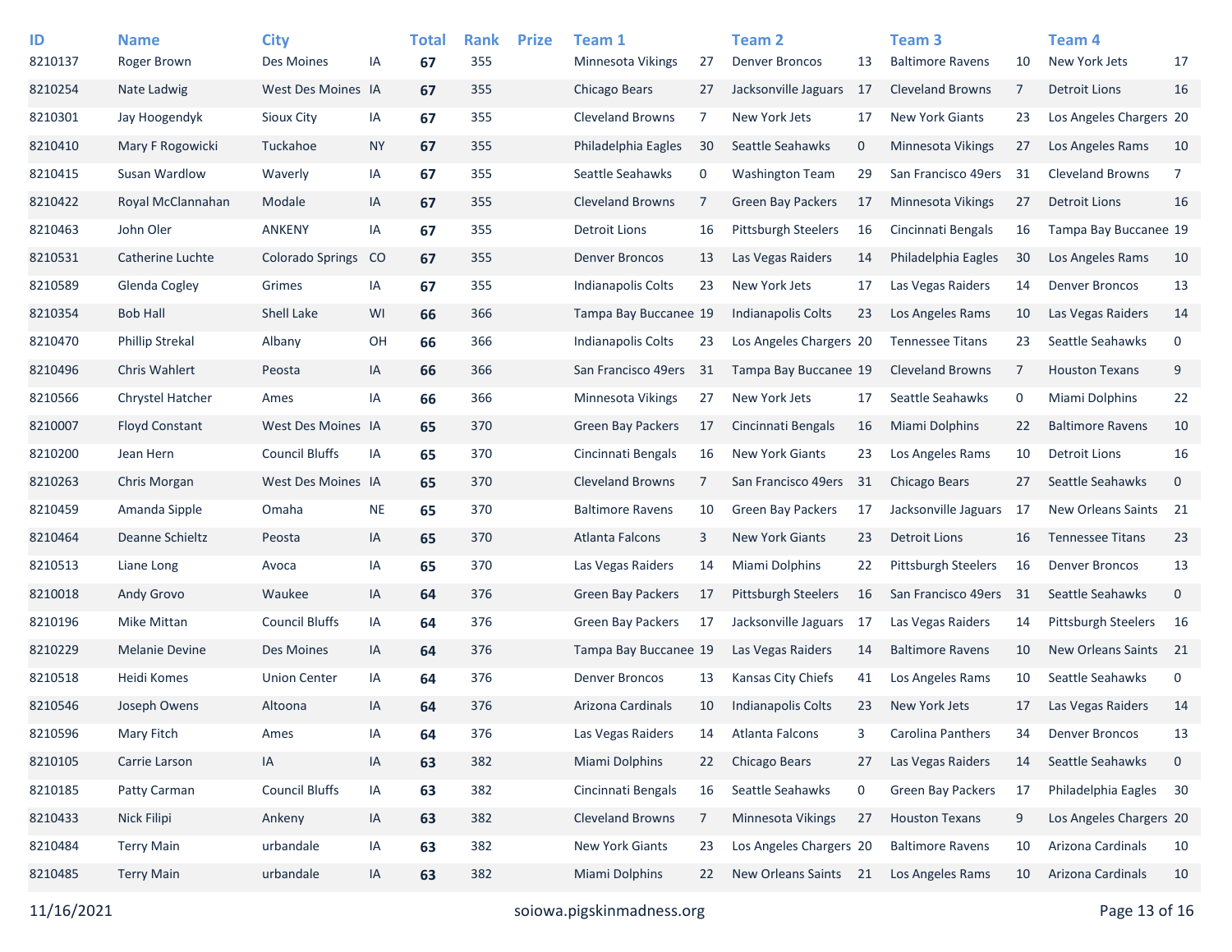| ID | Name | City | | Total | Rank | Prize | Team 1 | | Team 2 | | Team 3 | | Team 4 | |
|---|---|---|---|---|---|---|---|---|---|---|---|---|---|---|
| 8210137 | Roger Brown | Des Moines | IA | **67** | 355 | | Minnesota Vikings | 27 | Denver Broncos | 13 | Baltimore Ravens | 10 | New York Jets | 17 |
| 8210254 | Nate Ladwig | West Des Moines | IA | **67** | 355 | | Chicago Bears | 27 | Jacksonville Jaguars | 17 | Cleveland Browns | 7 | Detroit Lions | 16 |
| 8210301 | Jay Hoogendyk | Sioux City | IA | **67** | 355 | | Cleveland Browns | 7 | New York Jets | 17 | New York Giants | 23 | Los Angeles Chargers | 20 |
| 8210410 | Mary F Rogowicki | Tuckahoe | NY | **67** | 355 | | Philadelphia Eagles | 30 | Seattle Seahawks | 0 | Minnesota Vikings | 27 | Los Angeles Rams | 10 |
| 8210415 | Susan Wardlow | Waverly | IA | **67** | 355 | | Seattle Seahawks | 0 | Washington Team | 29 | San Francisco 49ers | 31 | Cleveland Browns | 7 |
| 8210422 | Royal McClannahan | Modale | IA | **67** | 355 | | Cleveland Browns | 7 | Green Bay Packers | 17 | Minnesota Vikings | 27 | Detroit Lions | 16 |
| 8210463 | John Oler | ANKENY | IA | **67** | 355 | | Detroit Lions | 16 | Pittsburgh Steelers | 16 | Cincinnati Bengals | 16 | Tampa Bay Buccanee | 19 |
| 8210531 | Catherine Luchte | Colorado Springs | CO | **67** | 355 | | Denver Broncos | 13 | Las Vegas Raiders | 14 | Philadelphia Eagles | 30 | Los Angeles Rams | 10 |
| 8210589 | Glenda Cogley | Grimes | IA | **67** | 355 | | Indianapolis Colts | 23 | New York Jets | 17 | Las Vegas Raiders | 14 | Denver Broncos | 13 |
| 8210354 | Bob Hall | Shell Lake | WI | **66** | 366 | | Tampa Bay Buccanee | 19 | Indianapolis Colts | 23 | Los Angeles Rams | 10 | Las Vegas Raiders | 14 |
| 8210470 | Phillip Strekal | Albany | OH | **66** | 366 | | Indianapolis Colts | 23 | Los Angeles Chargers | 20 | Tennessee Titans | 23 | Seattle Seahawks | 0 |
| 8210496 | Chris Wahlert | Peosta | IA | **66** | 366 | | San Francisco 49ers | 31 | Tampa Bay Buccanee | 19 | Cleveland Browns | 7 | Houston Texans | 9 |
| 8210566 | Chrystel Hatcher | Ames | IA | **66** | 366 | | Minnesota Vikings | 27 | New York Jets | 17 | Seattle Seahawks | 0 | Miami Dolphins | 22 |
| 8210007 | Floyd Constant | West Des Moines | IA | **65** | 370 | | Green Bay Packers | 17 | Cincinnati Bengals | 16 | Miami Dolphins | 22 | Baltimore Ravens | 10 |
| 8210200 | Jean Hern | Council Bluffs | IA | **65** | 370 | | Cincinnati Bengals | 16 | New York Giants | 23 | Los Angeles Rams | 10 | Detroit Lions | 16 |
| 8210263 | Chris Morgan | West Des Moines | IA | **65** | 370 | | Cleveland Browns | 7 | San Francisco 49ers | 31 | Chicago Bears | 27 | Seattle Seahawks | 0 |
| 8210459 | Amanda Sipple | Omaha | NE | **65** | 370 | | Baltimore Ravens | 10 | Green Bay Packers | 17 | Jacksonville Jaguars | 17 | New Orleans Saints | 21 |
| 8210464 | Deanne Schieltz | Peosta | IA | **65** | 370 | | Atlanta Falcons | 3 | New York Giants | 23 | Detroit Lions | 16 | Tennessee Titans | 23 |
| 8210513 | Liane Long | Avoca | IA | **65** | 370 | | Las Vegas Raiders | 14 | Miami Dolphins | 22 | Pittsburgh Steelers | 16 | Denver Broncos | 13 |
| 8210018 | Andy Grovo | Waukee | IA | **64** | 376 | | Green Bay Packers | 17 | Pittsburgh Steelers | 16 | San Francisco 49ers | 31 | Seattle Seahawks | 0 |
| 8210196 | Mike Mittan | Council Bluffs | IA | **64** | 376 | | Green Bay Packers | 17 | Jacksonville Jaguars | 17 | Las Vegas Raiders | 14 | Pittsburgh Steelers | 16 |
| 8210229 | Melanie Devine | Des Moines | IA | **64** | 376 | | Tampa Bay Buccanee | 19 | Las Vegas Raiders | 14 | Baltimore Ravens | 10 | New Orleans Saints | 21 |
| 8210518 | Heidi Komes | Union Center | IA | **64** | 376 | | Denver Broncos | 13 | Kansas City Chiefs | 41 | Los Angeles Rams | 10 | Seattle Seahawks | 0 |
| 8210546 | Joseph Owens | Altoona | IA | **64** | 376 | | Arizona Cardinals | 10 | Indianapolis Colts | 23 | New York Jets | 17 | Las Vegas Raiders | 14 |
| 8210596 | Mary Fitch | Ames | IA | **64** | 376 | | Las Vegas Raiders | 14 | Atlanta Falcons | 3 | Carolina Panthers | 34 | Denver Broncos | 13 |
| 8210105 | Carrie Larson | IA | IA | **63** | 382 | | Miami Dolphins | 22 | Chicago Bears | 27 | Las Vegas Raiders | 14 | Seattle Seahawks | 0 |
| 8210185 | Patty Carman | Council Bluffs | IA | **63** | 382 | | Cincinnati Bengals | 16 | Seattle Seahawks | 0 | Green Bay Packers | 17 | Philadelphia Eagles | 30 |
| 8210433 | Nick Filipi | Ankeny | IA | **63** | 382 | | Cleveland Browns | 7 | Minnesota Vikings | 27 | Houston Texans | 9 | Los Angeles Chargers | 20 |
| 8210484 | Terry Main | urbandale | IA | **63** | 382 | | New York Giants | 23 | Los Angeles Chargers | 20 | Baltimore Ravens | 10 | Arizona Cardinals | 10 |
| 8210485 | Terry Main | urbandale | IA | **63** | 382 | | Miami Dolphins | 22 | New Orleans Saints | 21 | Los Angeles Rams | 10 | Arizona Cardinals | 10 |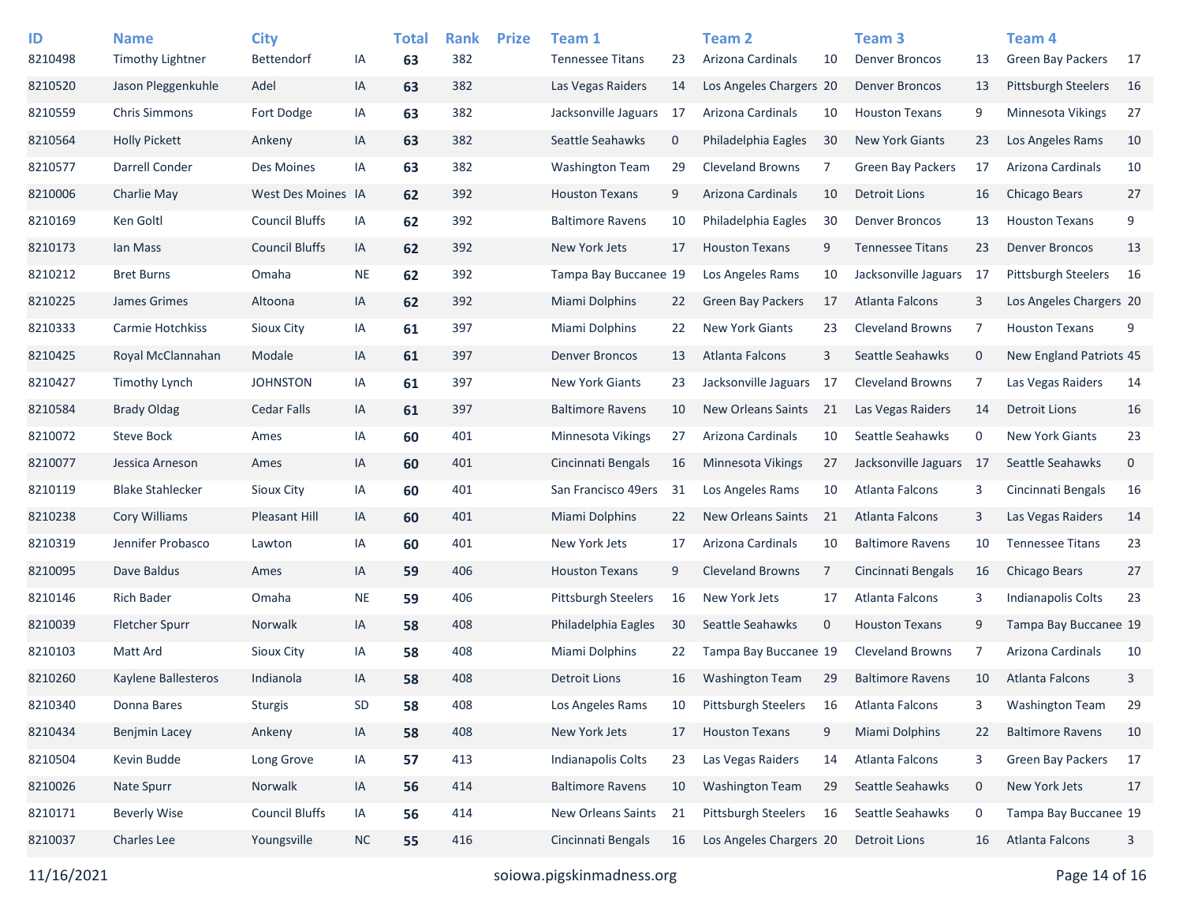| ID | Name | City | | Total | Rank | Prize | Team 1 | | Team 2 | | Team 3 | | Team 4 | |
|---|---|---|---|---|---|---|---|---|---|---|---|---|---|---|
| 8210498 | Timothy Lightner | Bettendorf | IA | **63** | 382 | | Tennessee Titans | 23 | Arizona Cardinals | 10 | Denver Broncos | 13 | Green Bay Packers | 17 |
| 8210520 | Jason Pleggenkuhle | Adel | IA | **63** | 382 | | Las Vegas Raiders | 14 | Los Angeles Chargers | 20 | Denver Broncos | 13 | Pittsburgh Steelers | 16 |
| 8210559 | Chris Simmons | Fort Dodge | IA | **63** | 382 | | Jacksonville Jaguars | 17 | Arizona Cardinals | 10 | Houston Texans | 9 | Minnesota Vikings | 27 |
| 8210564 | Holly Pickett | Ankeny | IA | **63** | 382 | | Seattle Seahawks | 0 | Philadelphia Eagles | 30 | New York Giants | 23 | Los Angeles Rams | 10 |
| 8210577 | Darrell Conder | Des Moines | IA | **63** | 382 | | Washington Team | 29 | Cleveland Browns | 7 | Green Bay Packers | 17 | Arizona Cardinals | 10 |
| 8210006 | Charlie May | West Des Moines | IA | **62** | 392 | | Houston Texans | 9 | Arizona Cardinals | 10 | Detroit Lions | 16 | Chicago Bears | 27 |
| 8210169 | Ken Goltl | Council Bluffs | IA | **62** | 392 | | Baltimore Ravens | 10 | Philadelphia Eagles | 30 | Denver Broncos | 13 | Houston Texans | 9 |
| 8210173 | Ian Mass | Council Bluffs | IA | **62** | 392 | | New York Jets | 17 | Houston Texans | 9 | Tennessee Titans | 23 | Denver Broncos | 13 |
| 8210212 | Bret Burns | Omaha | NE | **62** | 392 | | Tampa Bay Buccanee | 19 | Los Angeles Rams | 10 | Jacksonville Jaguars | 17 | Pittsburgh Steelers | 16 |
| 8210225 | James Grimes | Altoona | IA | **62** | 392 | | Miami Dolphins | 22 | Green Bay Packers | 17 | Atlanta Falcons | 3 | Los Angeles Chargers | 20 |
| 8210333 | Carmie Hotchkiss | Sioux City | IA | **61** | 397 | | Miami Dolphins | 22 | New York Giants | 23 | Cleveland Browns | 7 | Houston Texans | 9 |
| 8210425 | Royal McClannahan | Modale | IA | **61** | 397 | | Denver Broncos | 13 | Atlanta Falcons | 3 | Seattle Seahawks | 0 | New England Patriots | 45 |
| 8210427 | Timothy Lynch | JOHNSTON | IA | **61** | 397 | | New York Giants | 23 | Jacksonville Jaguars | 17 | Cleveland Browns | 7 | Las Vegas Raiders | 14 |
| 8210584 | Brady Oldag | Cedar Falls | IA | **61** | 397 | | Baltimore Ravens | 10 | New Orleans Saints | 21 | Las Vegas Raiders | 14 | Detroit Lions | 16 |
| 8210072 | Steve Bock | Ames | IA | **60** | 401 | | Minnesota Vikings | 27 | Arizona Cardinals | 10 | Seattle Seahawks | 0 | New York Giants | 23 |
| 8210077 | Jessica Arneson | Ames | IA | **60** | 401 | | Cincinnati Bengals | 16 | Minnesota Vikings | 27 | Jacksonville Jaguars | 17 | Seattle Seahawks | 0 |
| 8210119 | Blake Stahlecker | Sioux City | IA | **60** | 401 | | San Francisco 49ers | 31 | Los Angeles Rams | 10 | Atlanta Falcons | 3 | Cincinnati Bengals | 16 |
| 8210238 | Cory Williams | Pleasant Hill | IA | **60** | 401 | | Miami Dolphins | 22 | New Orleans Saints | 21 | Atlanta Falcons | 3 | Las Vegas Raiders | 14 |
| 8210319 | Jennifer Probasco | Lawton | IA | **60** | 401 | | New York Jets | 17 | Arizona Cardinals | 10 | Baltimore Ravens | 10 | Tennessee Titans | 23 |
| 8210095 | Dave Baldus | Ames | IA | **59** | 406 | | Houston Texans | 9 | Cleveland Browns | 7 | Cincinnati Bengals | 16 | Chicago Bears | 27 |
| 8210146 | Rich Bader | Omaha | NE | **59** | 406 | | Pittsburgh Steelers | 16 | New York Jets | 17 | Atlanta Falcons | 3 | Indianapolis Colts | 23 |
| 8210039 | Fletcher Spurr | Norwalk | IA | **58** | 408 | | Philadelphia Eagles | 30 | Seattle Seahawks | 0 | Houston Texans | 9 | Tampa Bay Buccanee | 19 |
| 8210103 | Matt Ard | Sioux City | IA | **58** | 408 | | Miami Dolphins | 22 | Tampa Bay Buccanee | 19 | Cleveland Browns | 7 | Arizona Cardinals | 10 |
| 8210260 | Kaylene Ballesteros | Indianola | IA | **58** | 408 | | Detroit Lions | 16 | Washington Team | 29 | Baltimore Ravens | 10 | Atlanta Falcons | 3 |
| 8210340 | Donna Bares | Sturgis | SD | **58** | 408 | | Los Angeles Rams | 10 | Pittsburgh Steelers | 16 | Atlanta Falcons | 3 | Washington Team | 29 |
| 8210434 | Benjmin Lacey | Ankeny | IA | **58** | 408 | | New York Jets | 17 | Houston Texans | 9 | Miami Dolphins | 22 | Baltimore Ravens | 10 |
| 8210504 | Kevin Budde | Long Grove | IA | **57** | 413 | | Indianapolis Colts | 23 | Las Vegas Raiders | 14 | Atlanta Falcons | 3 | Green Bay Packers | 17 |
| 8210026 | Nate Spurr | Norwalk | IA | **56** | 414 | | Baltimore Ravens | 10 | Washington Team | 29 | Seattle Seahawks | 0 | New York Jets | 17 |
| 8210171 | Beverly Wise | Council Bluffs | IA | **56** | 414 | | New Orleans Saints | 21 | Pittsburgh Steelers | 16 | Seattle Seahawks | 0 | Tampa Bay Buccanee | 19 |
| 8210037 | Charles Lee | Youngsville | NC | **55** | 416 | | Cincinnati Bengals | 16 | Los Angeles Chargers | 20 | Detroit Lions | 16 | Atlanta Falcons | 3 |

11/16/2021 soiowa.pigskinmadness.org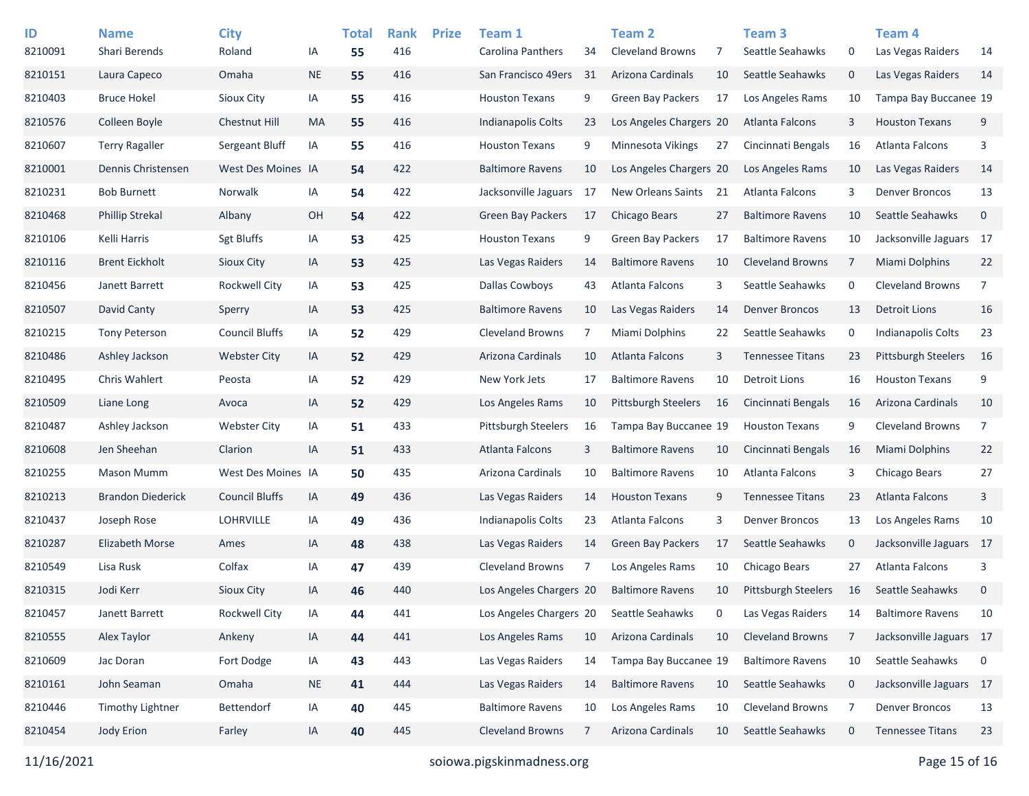| ID | Name | City | | Total | Rank | Prize | Team 1 | | Team 2 | | Team 3 | | Team 4 | |
|---|---|---|---|---|---|---|---|---|---|---|---|---|---|---|
| 8210091 | Shari Berends | Roland | IA | **55** | 416 | | Carolina Panthers | 34 | Cleveland Browns | 7 | Seattle Seahawks | 0 | Las Vegas Raiders | 14 |
| 8210151 | Laura Capeco | Omaha | NE | **55** | 416 | | San Francisco 49ers | 31 | Arizona Cardinals | 10 | Seattle Seahawks | 0 | Las Vegas Raiders | 14 |
| 8210403 | Bruce Hokel | Sioux City | IA | **55** | 416 | | Houston Texans | 9 | Green Bay Packers | 17 | Los Angeles Rams | 10 | Tampa Bay Buccanee | 19 |
| 8210576 | Colleen Boyle | Chestnut Hill | MA | **55** | 416 | | Indianapolis Colts | 23 | Los Angeles Chargers | 20 | Atlanta Falcons | 3 | Houston Texans | 9 |
| 8210607 | Terry Ragaller | Sergeant Bluff | IA | **55** | 416 | | Houston Texans | 9 | Minnesota Vikings | 27 | Cincinnati Bengals | 16 | Atlanta Falcons | 3 |
| 8210001 | Dennis Christensen | West Des Moines | IA | **54** | 422 | | Baltimore Ravens | 10 | Los Angeles Chargers | 20 | Los Angeles Rams | 10 | Las Vegas Raiders | 14 |
| 8210231 | Bob Burnett | Norwalk | IA | **54** | 422 | | Jacksonville Jaguars | 17 | New Orleans Saints | 21 | Atlanta Falcons | 3 | Denver Broncos | 13 |
| 8210468 | Phillip Strekal | Albany | OH | **54** | 422 | | Green Bay Packers | 17 | Chicago Bears | 27 | Baltimore Ravens | 10 | Seattle Seahawks | 0 |
| 8210106 | Kelli Harris | Sgt Bluffs | IA | **53** | 425 | | Houston Texans | 9 | Green Bay Packers | 17 | Baltimore Ravens | 10 | Jacksonville Jaguars | 17 |
| 8210116 | Brent Eickholt | Sioux City | IA | **53** | 425 | | Las Vegas Raiders | 14 | Baltimore Ravens | 10 | Cleveland Browns | 7 | Miami Dolphins | 22 |
| 8210456 | Janett Barrett | Rockwell City | IA | **53** | 425 | | Dallas Cowboys | 43 | Atlanta Falcons | 3 | Seattle Seahawks | 0 | Cleveland Browns | 7 |
| 8210507 | David Canty | Sperry | IA | **53** | 425 | | Baltimore Ravens | 10 | Las Vegas Raiders | 14 | Denver Broncos | 13 | Detroit Lions | 16 |
| 8210215 | Tony Peterson | Council Bluffs | IA | **52** | 429 | | Cleveland Browns | 7 | Miami Dolphins | 22 | Seattle Seahawks | 0 | Indianapolis Colts | 23 |
| 8210486 | Ashley Jackson | Webster City | IA | **52** | 429 | | Arizona Cardinals | 10 | Atlanta Falcons | 3 | Tennessee Titans | 23 | Pittsburgh Steelers | 16 |
| 8210495 | Chris Wahlert | Peosta | IA | **52** | 429 | | New York Jets | 17 | Baltimore Ravens | 10 | Detroit Lions | 16 | Houston Texans | 9 |
| 8210509 | Liane Long | Avoca | IA | **52** | 429 | | Los Angeles Rams | 10 | Pittsburgh Steelers | 16 | Cincinnati Bengals | 16 | Arizona Cardinals | 10 |
| 8210487 | Ashley Jackson | Webster City | IA | **51** | 433 | | Pittsburgh Steelers | 16 | Tampa Bay Buccanee | 19 | Houston Texans | 9 | Cleveland Browns | 7 |
| 8210608 | Jen Sheehan | Clarion | IA | **51** | 433 | | Atlanta Falcons | 3 | Baltimore Ravens | 10 | Cincinnati Bengals | 16 | Miami Dolphins | 22 |
| 8210255 | Mason Mumm | West Des Moines | IA | **50** | 435 | | Arizona Cardinals | 10 | Baltimore Ravens | 10 | Atlanta Falcons | 3 | Chicago Bears | 27 |
| 8210213 | Brandon Diederick | Council Bluffs | IA | **49** | 436 | | Las Vegas Raiders | 14 | Houston Texans | 9 | Tennessee Titans | 23 | Atlanta Falcons | 3 |
| 8210437 | Joseph Rose | LOHRVILLE | IA | **49** | 436 | | Indianapolis Colts | 23 | Atlanta Falcons | 3 | Denver Broncos | 13 | Los Angeles Rams | 10 |
| 8210287 | Elizabeth Morse | Ames | IA | **48** | 438 | | Las Vegas Raiders | 14 | Green Bay Packers | 17 | Seattle Seahawks | 0 | Jacksonville Jaguars | 17 |
| 8210549 | Lisa Rusk | Colfax | IA | **47** | 439 | | Cleveland Browns | 7 | Los Angeles Rams | 10 | Chicago Bears | 27 | Atlanta Falcons | 3 |
| 8210315 | Jodi Kerr | Sioux City | IA | **46** | 440 | | Los Angeles Chargers | 20 | Baltimore Ravens | 10 | Pittsburgh Steelers | 16 | Seattle Seahawks | 0 |
| 8210457 | Janett Barrett | Rockwell City | IA | **44** | 441 | | Los Angeles Chargers | 20 | Seattle Seahawks | 0 | Las Vegas Raiders | 14 | Baltimore Ravens | 10 |
| 8210555 | Alex Taylor | Ankeny | IA | **44** | 441 | | Los Angeles Rams | 10 | Arizona Cardinals | 10 | Cleveland Browns | 7 | Jacksonville Jaguars | 17 |
| 8210609 | Jac Doran | Fort Dodge | IA | **43** | 443 | | Las Vegas Raiders | 14 | Tampa Bay Buccanee | 19 | Baltimore Ravens | 10 | Seattle Seahawks | 0 |
| 8210161 | John Seaman | Omaha | NE | **41** | 444 | | Las Vegas Raiders | 14 | Baltimore Ravens | 10 | Seattle Seahawks | 0 | Jacksonville Jaguars | 17 |
| 8210446 | Timothy Lightner | Bettendorf | IA | **40** | 445 | | Baltimore Ravens | 10 | Los Angeles Rams | 10 | Cleveland Browns | 7 | Denver Broncos | 13 |
| 8210454 | Jody Erion | Farley | IA | **40** | 445 | | Cleveland Browns | 7 | Arizona Cardinals | 10 | Seattle Seahawks | 0 | Tennessee Titans | 23 |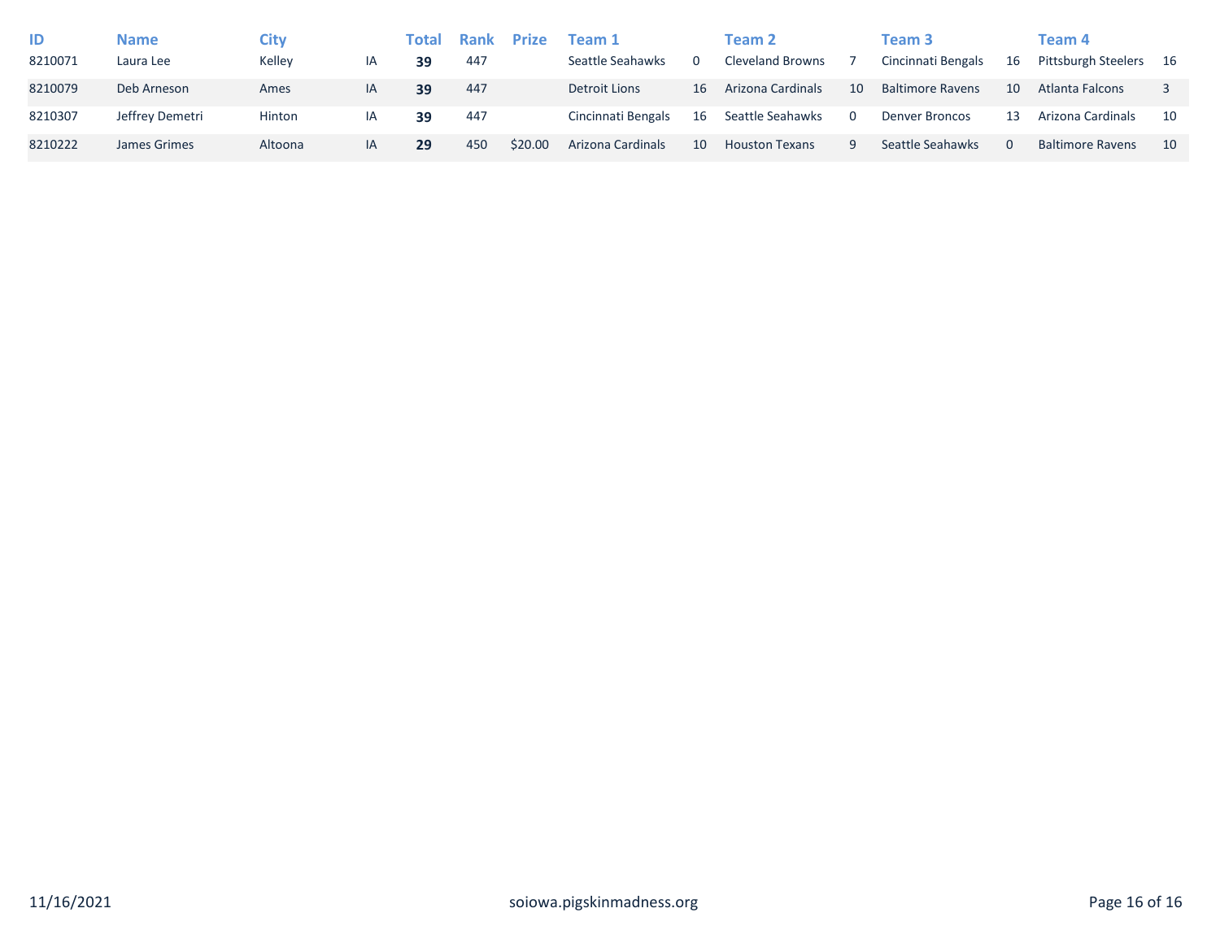| ID | Name | City | | Total | Rank | Prize | Team 1 | | Team 2 | | Team 3 | | Team 4 | |
|---|---|---|---|---|---|---|---|---|---|---|---|---|---|---|
| 8210071 | Laura Lee | Kelley | IA | **39** | 447 | | Seattle Seahawks | 0 | Cleveland Browns | 7 | Cincinnati Bengals | 16 | Pittsburgh Steelers | 16 |
| 8210079 | Deb Arneson | Ames | IA | **39** | 447 | | Detroit Lions | 16 | Arizona Cardinals | 10 | Baltimore Ravens | 10 | Atlanta Falcons | 3 |
| 8210307 | Jeffrey Demetri | Hinton | IA | **39** | 447 | | Cincinnati Bengals | 16 | Seattle Seahawks | 0 | Denver Broncos | 13 | Arizona Cardinals | 10 |
| 8210222 | James Grimes | Altoona | IA | **29** | 450 | $20.00 | Arizona Cardinals | 10 | Houston Texans | 9 | Seattle Seahawks | 0 | Baltimore Ravens | 10 |

11/16/2021 soiowa.pigskinmadness.org